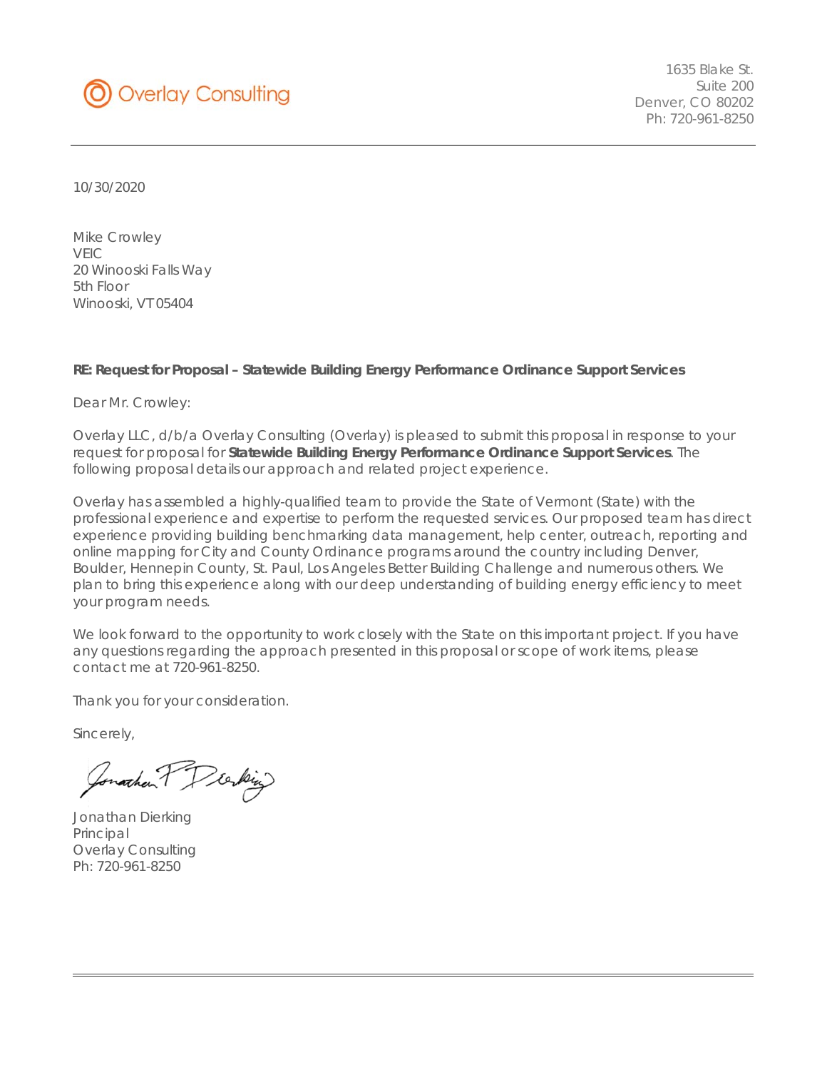Overlay Consulting

1635 Blake St.
Suite 200
Denver, CO 80202
Ph: 720-961-8250

10/30/2020

Mike Crowley
VEIC
20 Winooski Falls Way
5th Floor
Winooski, VT 05404

**RE: Request for Proposal – Statewide Building Energy Performance Ordinance Support Services**

Dear Mr. Crowley:

Overlay LLC, d/b/a Overlay Consulting (Overlay) is pleased to submit this proposal in response to your request for proposal for **Statewide Building Energy Performance Ordinance Support Services**. The following proposal details our approach and related project experience.

Overlay has assembled a highly-qualified team to provide the State of Vermont (State) with the professional experience and expertise to perform the requested services. Our proposed team has direct experience providing building benchmarking data management, help center, outreach, reporting and online mapping for City and County Ordinance programs around the country including Denver, Boulder, Hennepin County, St. Paul, Los Angeles Better Building Challenge and numerous others. We plan to bring this experience along with our deep understanding of building energy efficiency to meet your program needs.

We look forward to the opportunity to work closely with the State on this important project. If you have any questions regarding the approach presented in this proposal or scope of work items, please contact me at 720-961-8250.

Thank you for your consideration.

Sincerely,

Jonathan Dierking
Principal
Overlay Consulting
Ph: 720-961-8250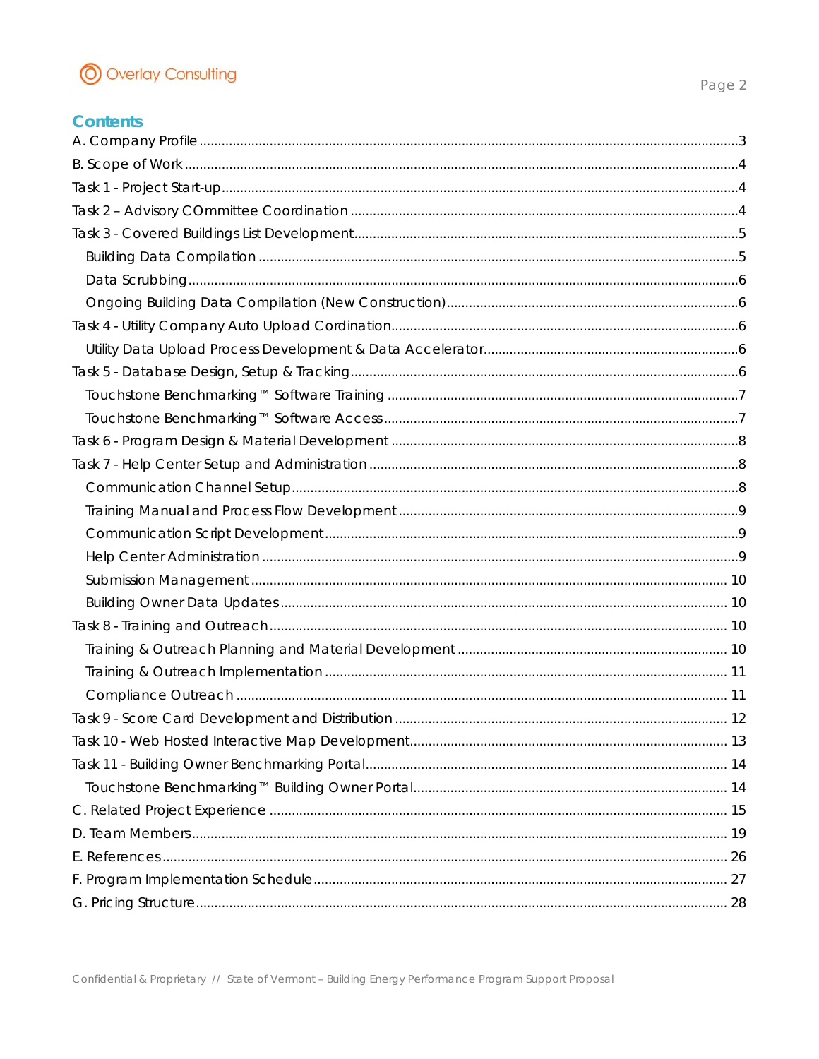## Contents

A. Company Profile ........................................................................................................................... 3
B. Scope of Work ............................................................................................................................. 4
Task 1 - Project Start-up ................................................................................................................... 4
Task 2 – Advisory COmmittee Coordination ....................................................................................... 4
Task 3 - Covered Buildings List Development ...................................................................................... 5
  Building Data Compilation ............................................................................................................ 5
  Data Scrubbing ............................................................................................................................ 6
  Ongoing Building Data Compilation (New Construction) ..................................................................... 6
Task 4 - Utility Company Auto Upload Cordination ............................................................................... 6
  Utility Data Upload Process Development & Data Accelerator ............................................................ 6
Task 5 - Database Design, Setup & Tracking ....................................................................................... 6
  Touchstone Benchmarking™ Software Training .................................................................................. 7
  Touchstone Benchmarking™ Software Access .................................................................................... 7
Task 6 - Program Design & Material Development ............................................................................... 8
Task 7 - Help Center Setup and Administration ................................................................................... 8
  Communication Channel Setup ....................................................................................................... 8
  Training Manual and Process Flow Development ............................................................................... 9
  Communication Script Development ................................................................................................. 9
  Help Center Administration ............................................................................................................ 9
  Submission Management ............................................................................................................... 10
  Building Owner Data Updates ......................................................................................................... 10
Task 8 - Training and Outreach ......................................................................................................... 10
  Training & Outreach Planning and Material Development .................................................................. 10
  Training & Outreach Implementation .............................................................................................. 11
  Compliance Outreach .................................................................................................................... 11
Task 9 - Score Card Development and Distribution ............................................................................. 12
Task 10 - Web Hosted Interactive Map Development ........................................................................... 13
Task 11 - Building Owner Benchmarking Portal ................................................................................... 14
  Touchstone Benchmarking™ Building Owner Portal ............................................................................ 14
C. Related Project Experience ........................................................................................................... 15
D. Team Members ............................................................................................................................ 19
E. References ................................................................................................................................... 26
F. Program Implementation Schedule ................................................................................................ 27
G. Pricing Structure ........................................................................................................................... 28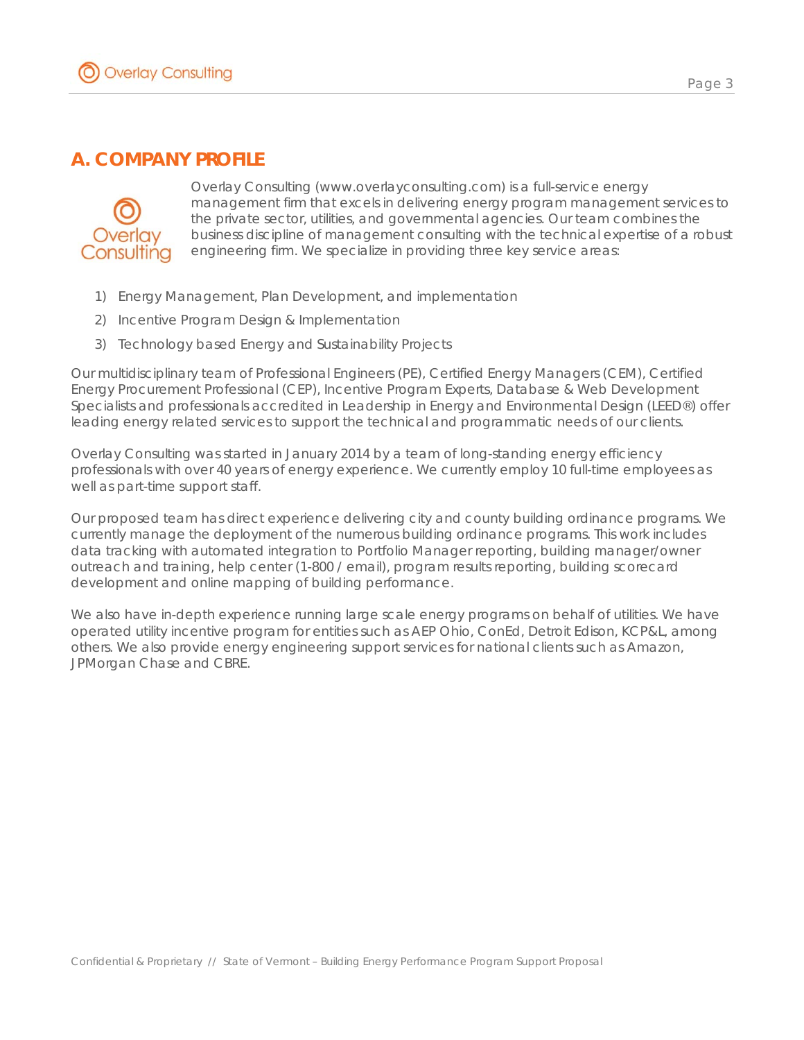## A. COMPANY PROFILE

Overlay Consulting (www.overlayconsulting.com) is a full-service energy management firm that excels in delivering energy program management services to the private sector, utilities, and governmental agencies. Our team combines the business discipline of management consulting with the technical expertise of a robust engineering firm. We specialize in providing three key service areas:

1) Energy Management, Plan Development, and implementation
2) Incentive Program Design & Implementation
3) Technology based Energy and Sustainability Projects

Our multidisciplinary team of Professional Engineers (PE), Certified Energy Managers (CEM), Certified Energy Procurement Professional (CEP), Incentive Program Experts, Database & Web Development Specialists and professionals accredited in Leadership in Energy and Environmental Design (LEED®) offer leading energy related services to support the technical and programmatic needs of our clients.

Overlay Consulting was started in January 2014 by a team of long-standing energy efficiency professionals with over 40 years of energy experience. We currently employ 10 full-time employees as well as part-time support staff.

Our proposed team has direct experience delivering city and county building ordinance programs. We currently manage the deployment of the numerous building ordinance programs. This work includes data tracking with automated integration to Portfolio Manager reporting, building manager/owner outreach and training, help center (1-800 / email), program results reporting, building scorecard development and online mapping of building performance.

We also have in-depth experience running large scale energy programs on behalf of utilities. We have operated utility incentive program for entities such as AEP Ohio, ConEd, Detroit Edison, KCP&L, among others. We also provide energy engineering support services for national clients such as Amazon, JPMorgan Chase and CBRE.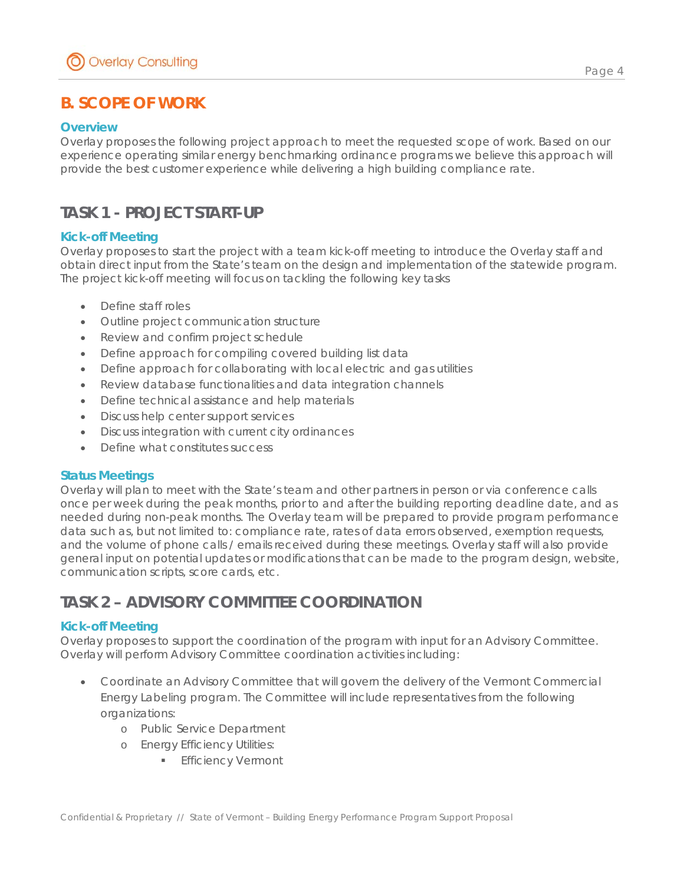## B. SCOPE OF WORK

### Overview

Overlay proposes the following project approach to meet the requested scope of work. Based on our experience operating similar energy benchmarking ordinance programs we believe this approach will provide the best customer experience while delivering a high building compliance rate.

## TASK 1 - PROJECT START-UP

### Kick-off Meeting

Overlay proposes to start the project with a team kick-off meeting to introduce the Overlay staff and obtain direct input from the State's team on the design and implementation of the statewide program. The project kick-off meeting will focus on tackling the following key tasks

- Define staff roles
- Outline project communication structure
- Review and confirm project schedule
- Define approach for compiling covered building list data
- Define approach for collaborating with local electric and gas utilities
- Review database functionalities and data integration channels
- Define technical assistance and help materials
- Discuss help center support services
- Discuss integration with current city ordinances
- Define what constitutes success

### Status Meetings

Overlay will plan to meet with the State's team and other partners in person or via conference calls once per week during the peak months, prior to and after the building reporting deadline date, and as needed during non-peak months. The Overlay team will be prepared to provide program performance data such as, but not limited to: compliance rate, rates of data errors observed, exemption requests, and the volume of phone calls / emails received during these meetings. Overlay staff will also provide general input on potential updates or modifications that can be made to the program design, website, communication scripts, score cards, etc.

## TASK 2 – ADVISORY COMMITTEE COORDINATION

### Kick-off Meeting

Overlay proposes to support the coordination of the program with input for an Advisory Committee. Overlay will perform Advisory Committee coordination activities including:

- Coordinate an Advisory Committee that will govern the delivery of the Vermont Commercial Energy Labeling program. The Committee will include representatives from the following organizations:
  - Public Service Department
  - Energy Efficiency Utilities:
    - Efficiency Vermont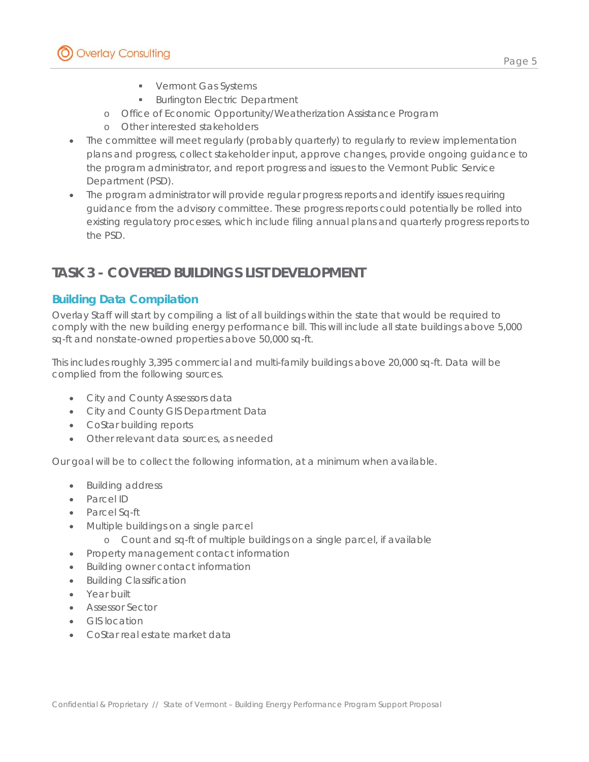- Vermont Gas Systems
        - Burlington Electric Department
    - Office of Economic Opportunity/Weatherization Assistance Program
    - Other interested stakeholders
- The committee will meet regularly (probably quarterly) to regularly to review implementation plans and progress, collect stakeholder input, approve changes, provide ongoing guidance to the program administrator, and report progress and issues to the Vermont Public Service Department (PSD).
- The program administrator will provide regular progress reports and identify issues requiring guidance from the advisory committee. These progress reports could potentially be rolled into existing regulatory processes, which include filing annual plans and quarterly progress reports to the PSD.

# TASK 3 - COVERED BUILDINGS LIST DEVELOPMENT

## Building Data Compilation

Overlay Staff will start by compiling a list of all buildings within the state that would be required to comply with the new building energy performance bill. This will include all state buildings above 5,000 sq-ft and nonstate-owned properties above 50,000 sq-ft.

This includes roughly 3,395 commercial and multi-family buildings above 20,000 sq-ft. Data will be complied from the following sources.

- City and County Assessors data
- City and County GIS Department Data
- CoStar building reports
- Other relevant data sources, as needed

Our goal will be to collect the following information, at a minimum when available.

- Building address
- Parcel ID
- Parcel Sq-ft
- Multiple buildings on a single parcel
    - Count and sq-ft of multiple buildings on a single parcel, if available
- Property management contact information
- Building owner contact information
- Building Classification
- Year built
- Assessor Sector
- GIS location
- CoStar real estate market data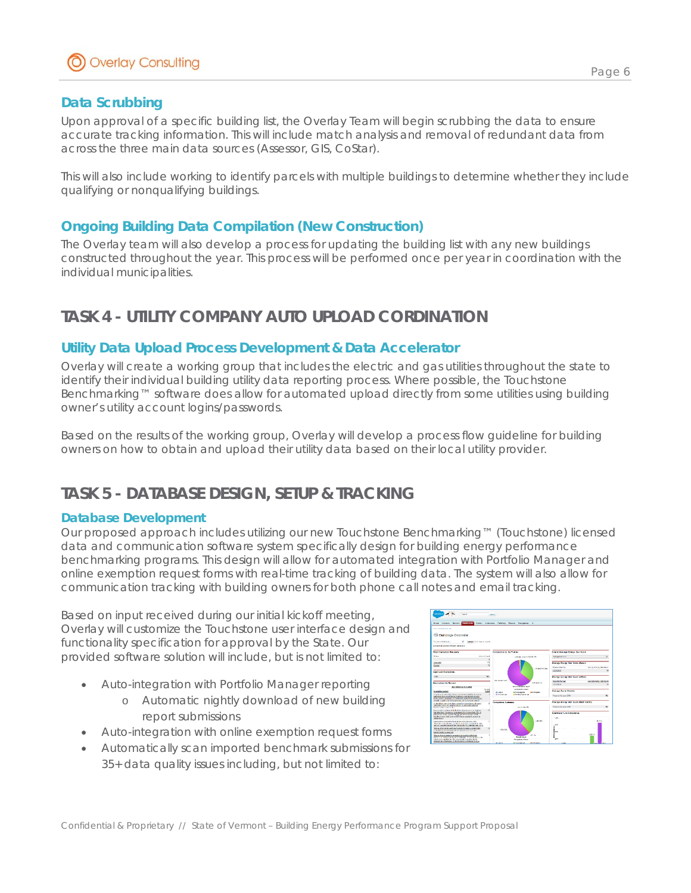### Data Scrubbing

Upon approval of a specific building list, the Overlay Team will begin scrubbing the data to ensure accurate tracking information. This will include match analysis and removal of redundant data from across the three main data sources (Assessor, GIS, CoStar).

This will also include working to identify parcels with multiple buildings to determine whether they include qualifying or nonqualifying buildings.

### Ongoing Building Data Compilation (New Construction)

The Overlay team will also develop a process for updating the building list with any new buildings constructed throughout the year. This process will be performed once per year in coordination with the individual municipalities.

## TASK 4 - UTILITY COMPANY AUTO UPLOAD CORDINATION

### Utility Data Upload Process Development & Data Accelerator

Overlay will create a working group that includes the electric and gas utilities throughout the state to identify their individual building utility data reporting process. Where possible, the Touchstone Benchmarking™ software does allow for automated upload directly from some utilities using building owner's utility account logins/passwords.

Based on the results of the working group, Overlay will develop a process flow guideline for building owners on how to obtain and upload their utility data based on their local utility provider.

## TASK 5 - DATABASE DESIGN, SETUP & TRACKING

### Database Development

Our proposed approach includes utilizing our new Touchstone Benchmarking™ (Touchstone) licensed data and communication software system specifically design for building energy performance benchmarking programs. This design will allow for automated integration with Portfolio Manager and online exemption request forms with real-time tracking of building data. The system will also allow for communication tracking with building owners for both phone call notes and email tracking.

Based on input received during our initial kickoff meeting, Overlay will customize the Touchstone user interface design and functionality specification for approval by the State. Our provided software solution will include, but is not limited to:

- Auto-integration with Portfolio Manager reporting
  - Automatic nightly download of new building report submissions
- Auto-integration with online exemption request forms
- Automatically scan imported benchmark submissions for 35+ data quality issues including, but not limited to: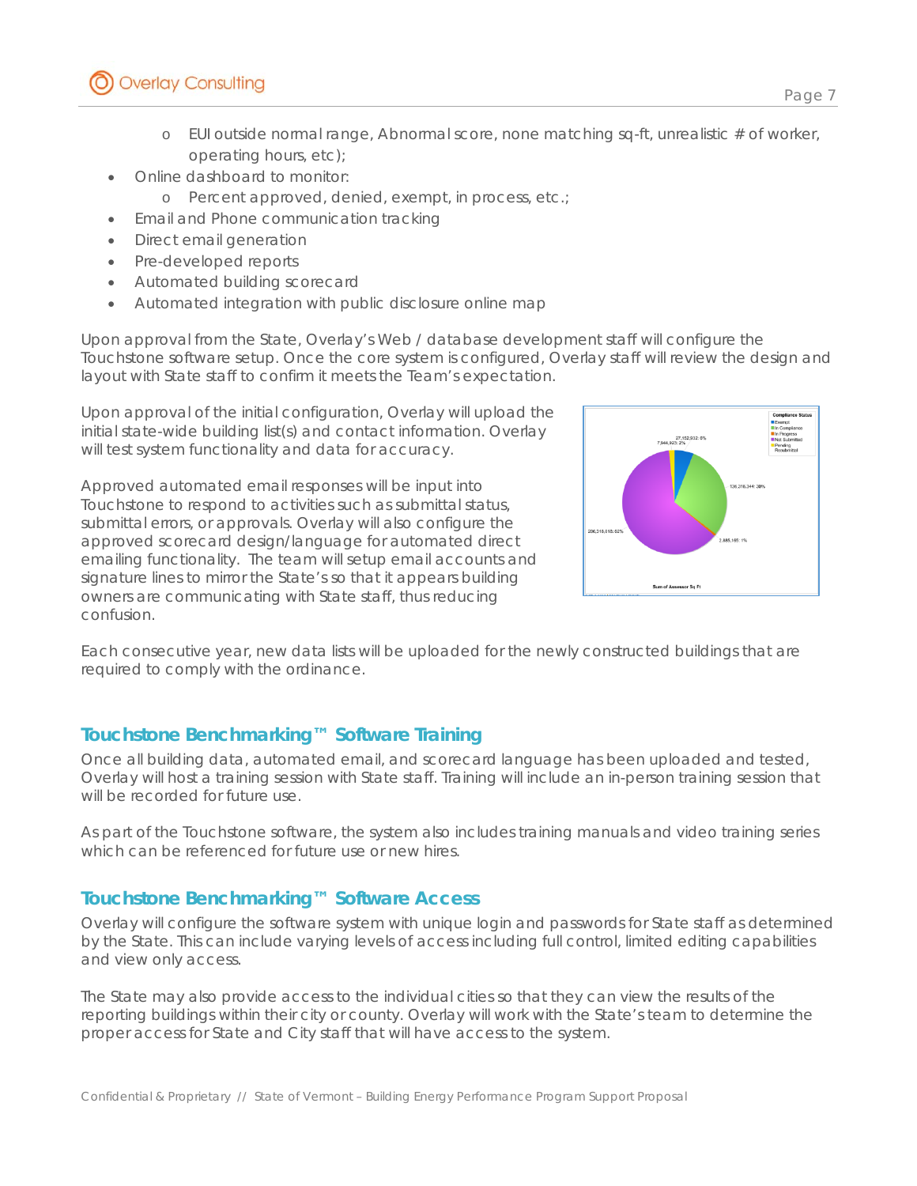- EUI outside normal range, Abnormal score, none matching sq-ft, unrealistic # of worker, operating hours, etc);
- Online dashboard to monitor:
    - Percent approved, denied, exempt, in process, etc.;
- Email and Phone communication tracking
- Direct email generation
- Pre-developed reports
- Automated building scorecard
- Automated integration with public disclosure online map

Upon approval from the State, Overlay's Web / database development staff will configure the Touchstone software setup. Once the core system is configured, Overlay staff will review the design and layout with State staff to confirm it meets the Team's expectation.

Upon approval of the initial configuration, Overlay will upload the initial state-wide building list(s) and contact information. Overlay will test system functionality and data for accuracy.

Approved automated email responses will be input into Touchstone to respond to activities such as submittal status, submittal errors, or approvals. Overlay will also configure the approved scorecard design/language for automated direct emailing functionality. The team will setup email accounts and signature lines to mirror the State's so that it appears building owners are communicating with State staff, thus reducing confusion.

Each consecutive year, new data lists will be uploaded for the newly constructed buildings that are required to comply with the ordinance.

## Touchstone Benchmarking™ Software Training

Once all building data, automated email, and scorecard language has been uploaded and tested, Overlay will host a training session with State staff. Training will include an in-person training session that will be recorded for future use.

As part of the Touchstone software, the system also includes training manuals and video training series which can be referenced for future use or new hires.

## Touchstone Benchmarking™ Software Access

Overlay will configure the software system with unique login and passwords for State staff as determined by the State. This can include varying levels of access including full control, limited editing capabilities and view only access.

The State may also provide access to the individual cities so that they can view the results of the reporting buildings within their city or county. Overlay will work with the State's team to determine the proper access for State and City staff that will have access to the system.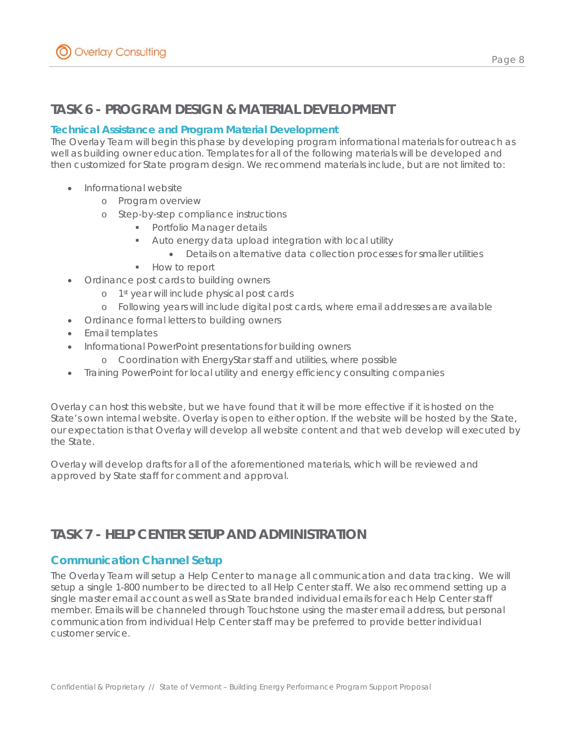# TASK 6 - PROGRAM DESIGN & MATERIAL DEVELOPMENT

## Technical Assistance and Program Material Development

The Overlay Team will begin this phase by developing program informational materials for outreach as well as building owner education. Templates for all of the following materials will be developed and then customized for State program design. We recommend materials include, but are not limited to:

- Informational website
  - Program overview
  - Step-by-step compliance instructions
    - Portfolio Manager details
    - Auto energy data upload integration with local utility
      - Details on alternative data collection processes for smaller utilities
    - How to report
- Ordinance post cards to building owners
  - 1st year will include physical post cards
  - Following years will include digital post cards, where email addresses are available
- Ordinance formal letters to building owners
- Email templates
- Informational PowerPoint presentations for building owners
  - Coordination with EnergyStar staff and utilities, where possible
- Training PowerPoint for local utility and energy efficiency consulting companies

Overlay can host this website, but we have found that it will be more effective if it is hosted on the State's own internal website. Overlay is open to either option. If the website will be hosted by the State, our expectation is that Overlay will develop all website content and that web develop will executed by the State.

Overlay will develop drafts for all of the aforementioned materials, which will be reviewed and approved by State staff for comment and approval.

# TASK 7 - HELP CENTER SETUP AND ADMINISTRATION

## Communication Channel Setup

The Overlay Team will setup a Help Center to manage all communication and data tracking. We will setup a single 1-800 number to be directed to all Help Center staff. We also recommend setting up a single master email account as well as State branded individual emails for each Help Center staff member. Emails will be channeled through Touchstone using the master email address, but personal communication from individual Help Center staff may be preferred to provide better individual customer service.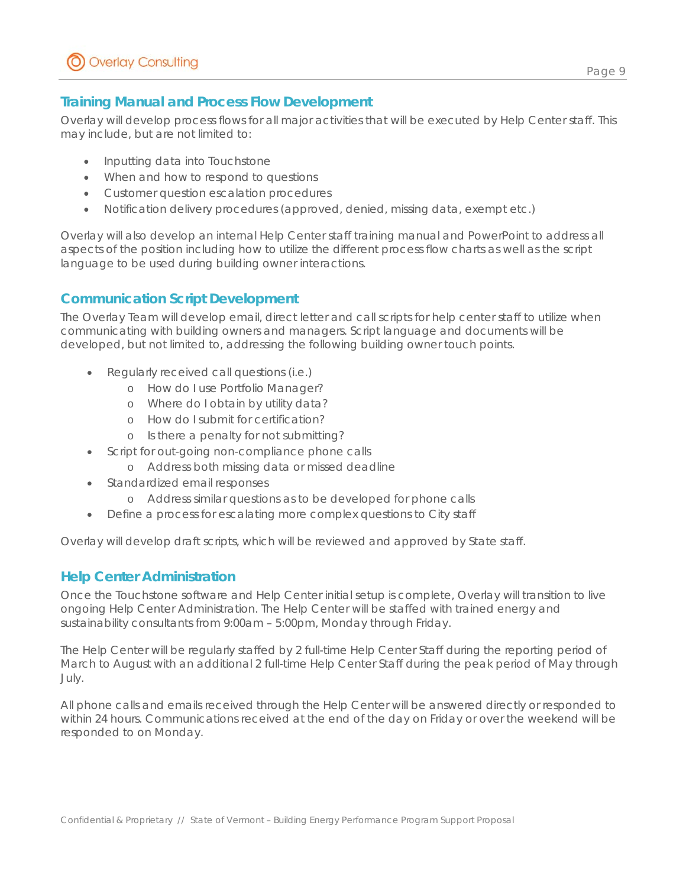## Training Manual and Process Flow Development

Overlay will develop process flows for all major activities that will be executed by Help Center staff. This may include, but are not limited to:

- Inputting data into Touchstone
- When and how to respond to questions
- Customer question escalation procedures
- Notification delivery procedures (approved, denied, missing data, exempt etc.)

Overlay will also develop an internal Help Center staff training manual and PowerPoint to address all aspects of the position including how to utilize the different process flow charts as well as the script language to be used during building owner interactions.

## Communication Script Development

The Overlay Team will develop email, direct letter and call scripts for help center staff to utilize when communicating with building owners and managers. Script language and documents will be developed, but not limited to, addressing the following building owner touch points.

- Regularly received call questions (i.e.)
  - How do I use Portfolio Manager?
  - Where do I obtain by utility data?
  - How do I submit for certification?
  - Is there a penalty for not submitting?
- Script for out-going non-compliance phone calls
  - Address both missing data or missed deadline
- Standardized email responses
  - Address similar questions as to be developed for phone calls
- Define a process for escalating more complex questions to City staff

Overlay will develop draft scripts, which will be reviewed and approved by State staff.

## Help Center Administration

Once the Touchstone software and Help Center initial setup is complete, Overlay will transition to live ongoing Help Center Administration. The Help Center will be staffed with trained energy and sustainability consultants from 9:00am – 5:00pm, Monday through Friday.

The Help Center will be regularly staffed by 2 full-time Help Center Staff during the reporting period of March to August with an additional 2 full-time Help Center Staff during the peak period of May through July.

All phone calls and emails received through the Help Center will be answered directly or responded to within 24 hours. Communications received at the end of the day on Friday or over the weekend will be responded to on Monday.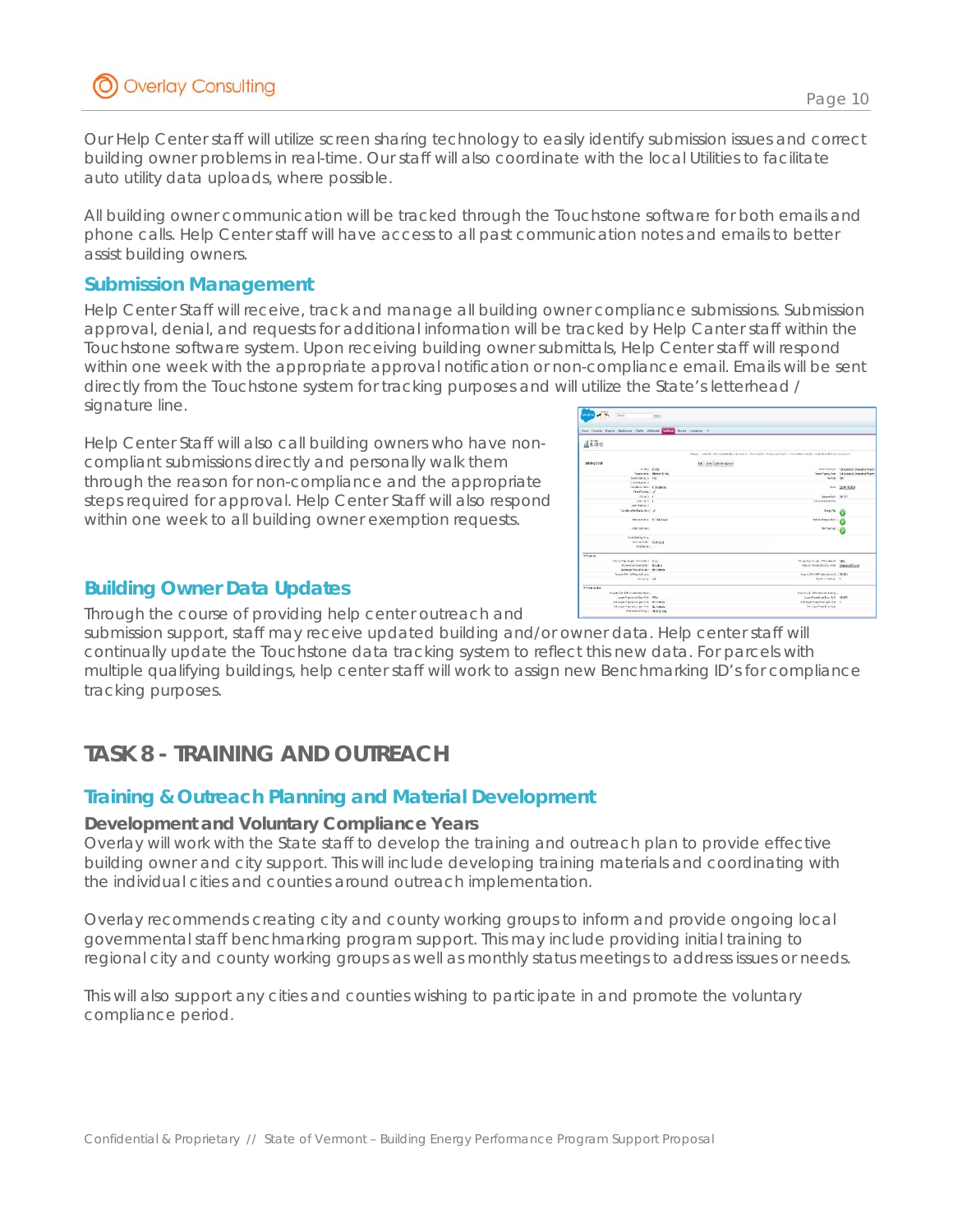Our Help Center staff will utilize screen sharing technology to easily identify submission issues and correct building owner problems in real-time. Our staff will also coordinate with the local Utilities to facilitate auto utility data uploads, where possible.

All building owner communication will be tracked through the Touchstone software for both emails and phone calls. Help Center staff will have access to all past communication notes and emails to better assist building owners.

### Submission Management

Help Center Staff will receive, track and manage all building owner compliance submissions. Submission approval, denial, and requests for additional information will be tracked by Help Canter staff within the Touchstone software system. Upon receiving building owner submittals, Help Center staff will respond within one week with the appropriate approval notification or non-compliance email. Emails will be sent directly from the Touchstone system for tracking purposes and will utilize the State's letterhead / signature line.

Help Center Staff will also call building owners who have non-compliant submissions directly and personally walk them through the reason for non-compliance and the appropriate steps required for approval. Help Center Staff will also respond within one week to all building owner exemption requests.

### Building Owner Data Updates

Through the course of providing help center outreach and submission support, staff may receive updated building and/or owner data. Help center staff will continually update the Touchstone data tracking system to reflect this new data. For parcels with multiple qualifying buildings, help center staff will work to assign new Benchmarking ID's for compliance tracking purposes.

## TASK 8 - TRAINING AND OUTREACH

### Training & Outreach Planning and Material Development

#### Development and Voluntary Compliance Years

Overlay will work with the State staff to develop the training and outreach plan to provide effective building owner and city support. This will include developing training materials and coordinating with the individual cities and counties around outreach implementation.

Overlay recommends creating city and county working groups to inform and provide ongoing local governmental staff benchmarking program support. This may include providing initial training to regional city and county working groups as well as monthly status meetings to address issues or needs.

This will also support any cities and counties wishing to participate in and promote the voluntary compliance period.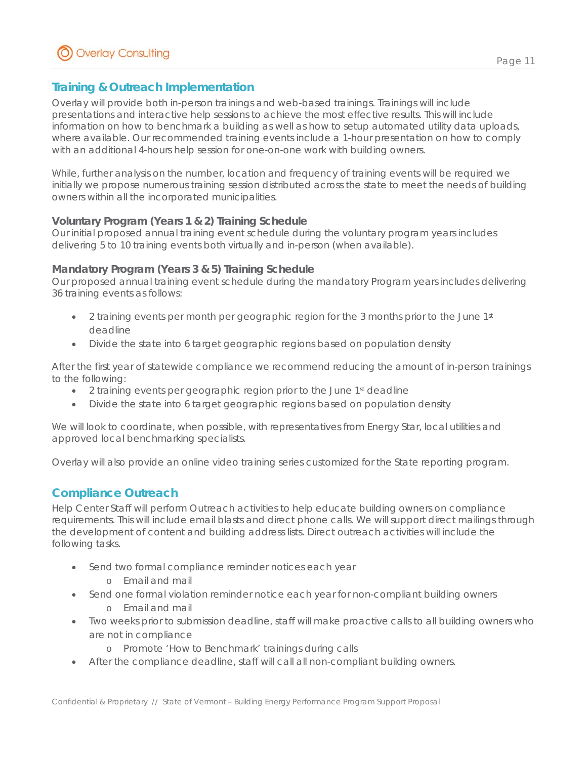## Training & Outreach Implementation

Overlay will provide both in-person trainings and web-based trainings. Trainings will include presentations and interactive help sessions to achieve the most effective results. This will include information on how to benchmark a building as well as how to setup automated utility data uploads, where available. Our recommended training events include a 1-hour presentation on how to comply with an additional 4-hours help session for one-on-one work with building owners.

While, further analysis on the number, location and frequency of training events will be required we initially we propose numerous training session distributed across the state to meet the needs of building owners within all the incorporated municipalities.

### Voluntary Program (Years 1 & 2) Training Schedule

Our initial proposed annual training event schedule during the voluntary program years includes delivering 5 to 10 training events both virtually and in-person (when available).

### Mandatory Program (Years 3 & 5) Training Schedule

Our proposed annual training event schedule during the mandatory Program years includes delivering 36 training events as follows:

- 2 training events per month per geographic region for the 3 months prior to the June 1st deadline
- Divide the state into 6 target geographic regions based on population density

After the first year of statewide compliance we recommend reducing the amount of in-person trainings to the following:

- 2 training events per geographic region prior to the June 1st deadline
- Divide the state into 6 target geographic regions based on population density

We will look to coordinate, when possible, with representatives from Energy Star, local utilities and approved local benchmarking specialists.

Overlay will also provide an online video training series customized for the State reporting program.

## Compliance Outreach

Help Center Staff will perform Outreach activities to help educate building owners on compliance requirements. This will include email blasts and direct phone calls. We will support direct mailings through the development of content and building address lists. Direct outreach activities will include the following tasks.

- Send two formal compliance reminder notices each year
  - Email and mail
- Send one formal violation reminder notice each year for non-compliant building owners
  - Email and mail
- Two weeks prior to submission deadline, staff will make proactive calls to all building owners who are not in compliance
  - Promote 'How to Benchmark' trainings during calls
- After the compliance deadline, staff will call all non-compliant building owners.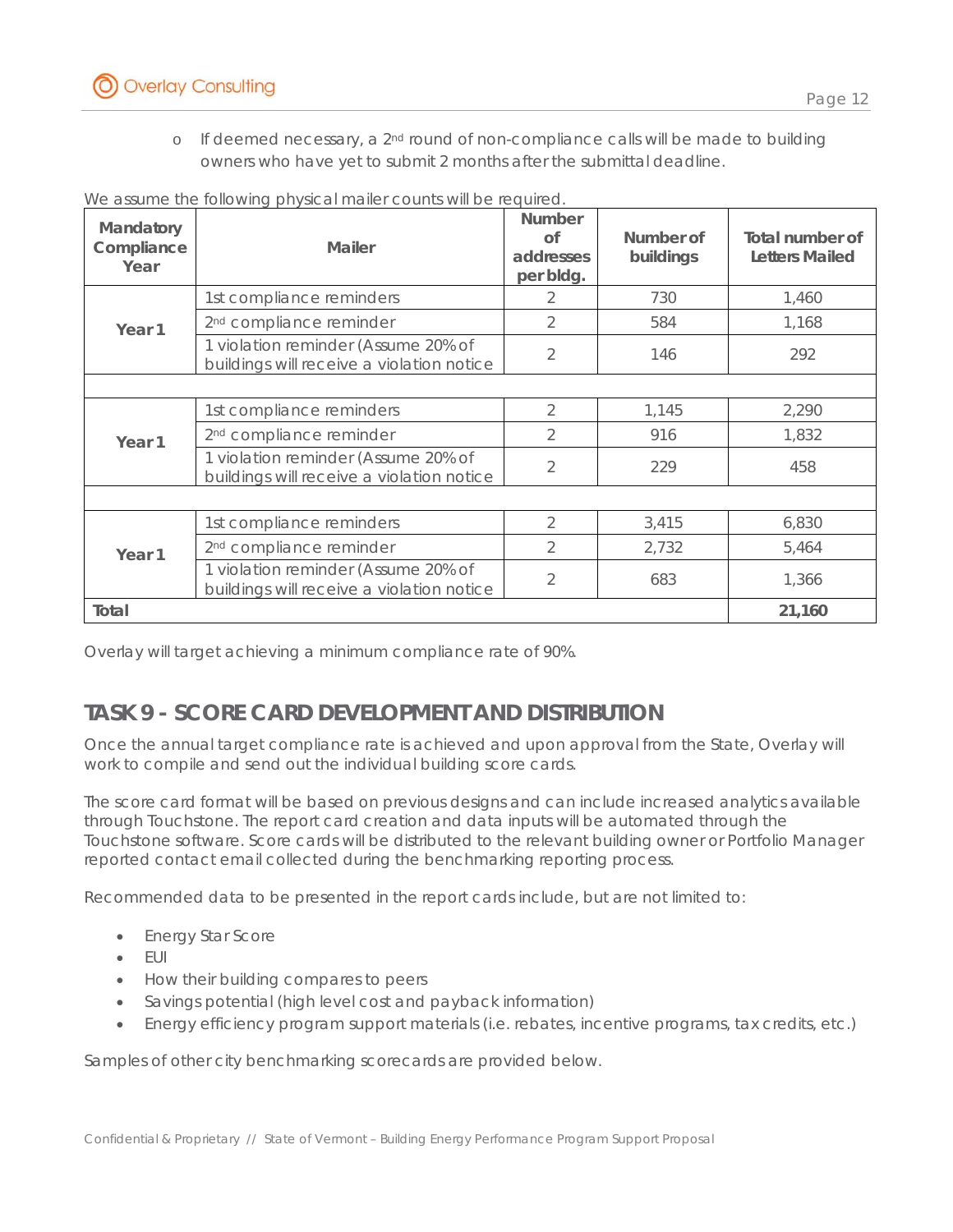- If deemed necessary, a 2nd round of non-compliance calls will be made to building owners who have yet to submit 2 months after the submittal deadline.

We assume the following physical mailer counts will be required.

| Mandatory Compliance Year | Mailer | Number of addresses per bldg. | Number of buildings | Total number of Letters Mailed |
|---|---|---|---|---|
| Year 1 | 1st compliance reminders | 2 | 730 | 1,460 |
| | 2nd compliance reminder | 2 | 584 | 1,168 |
| | 1 violation reminder (Assume 20% of buildings will receive a violation notice | 2 | 146 | 292 |
| | | | | |
| Year 1 | 1st compliance reminders | 2 | 1,145 | 2,290 |
| | 2nd compliance reminder | 2 | 916 | 1,832 |
| | 1 violation reminder (Assume 20% of buildings will receive a violation notice | 2 | 229 | 458 |
| | | | | |
| Year 1 | 1st compliance reminders | 2 | 3,415 | 6,830 |
| | 2nd compliance reminder | 2 | 2,732 | 5,464 |
| | 1 violation reminder (Assume 20% of buildings will receive a violation notice | 2 | 683 | 1,366 |
| **Total** | | | | **21,160** |

Overlay will target achieving a minimum compliance rate of 90%.

## TASK 9 - SCORE CARD DEVELOPMENT AND DISTRIBUTION

Once the annual target compliance rate is achieved and upon approval from the State, Overlay will work to compile and send out the individual building score cards.

The score card format will be based on previous designs and can include increased analytics available through Touchstone. The report card creation and data inputs will be automated through the Touchstone software. Score cards will be distributed to the relevant building owner or Portfolio Manager reported contact email collected during the benchmarking reporting process.

Recommended data to be presented in the report cards include, but are not limited to:

- Energy Star Score
- EUI
- How their building compares to peers
- Savings potential (high level cost and payback information)
- Energy efficiency program support materials (i.e. rebates, incentive programs, tax credits, etc.)

Samples of other city benchmarking scorecards are provided below.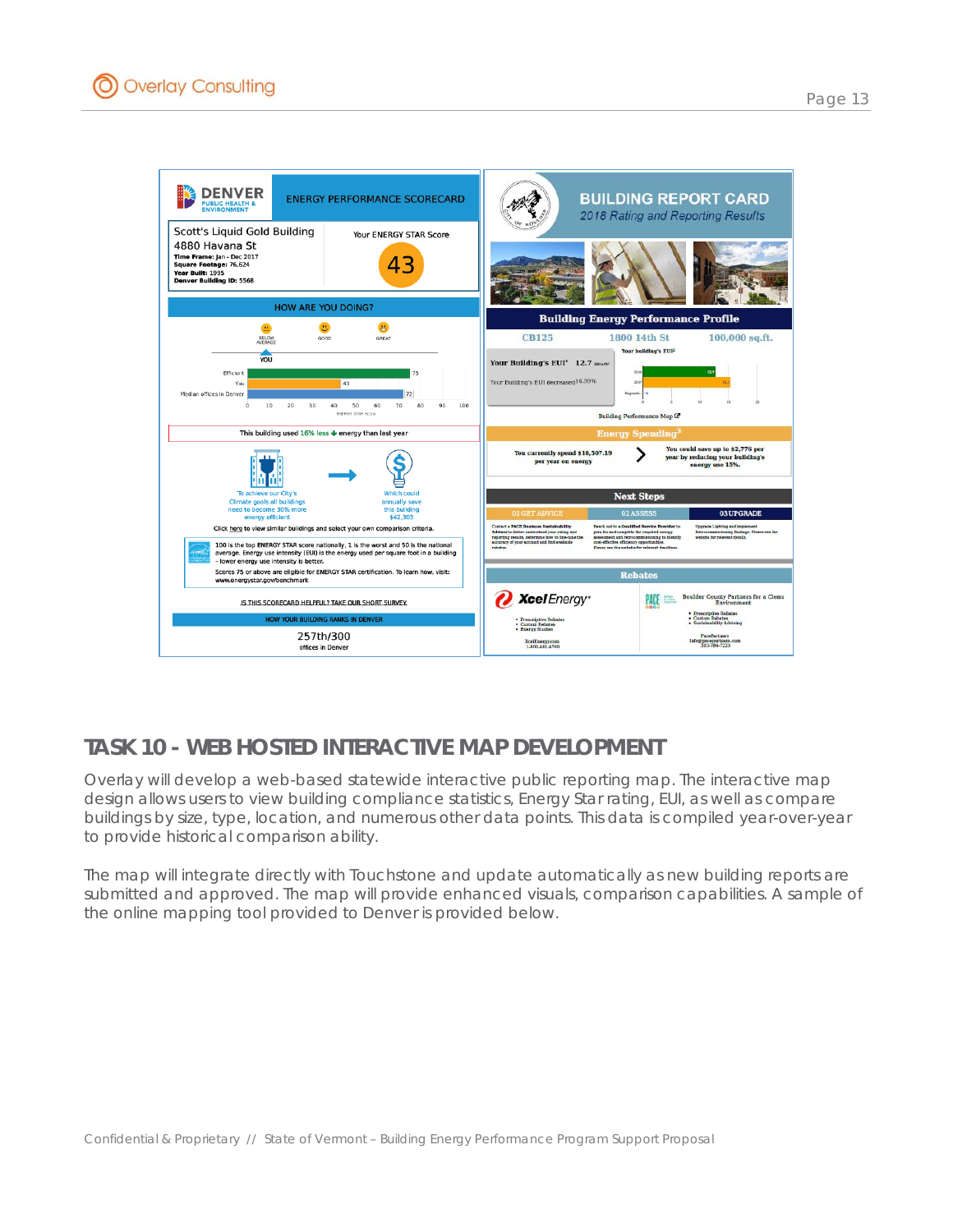## TASK 10 - WEB HOSTED INTERACTIVE MAP DEVELOPMENT

Overlay will develop a web-based statewide interactive public reporting map. The interactive map design allows users to view building compliance statistics, Energy Star rating, EUI, as well as compare buildings by size, type, location, and numerous other data points. This data is compiled year-over-year to provide historical comparison ability.

The map will integrate directly with Touchstone and update automatically as new building reports are submitted and approved. The map will provide enhanced visuals, comparison capabilities. A sample of the online mapping tool provided to Denver is provided below.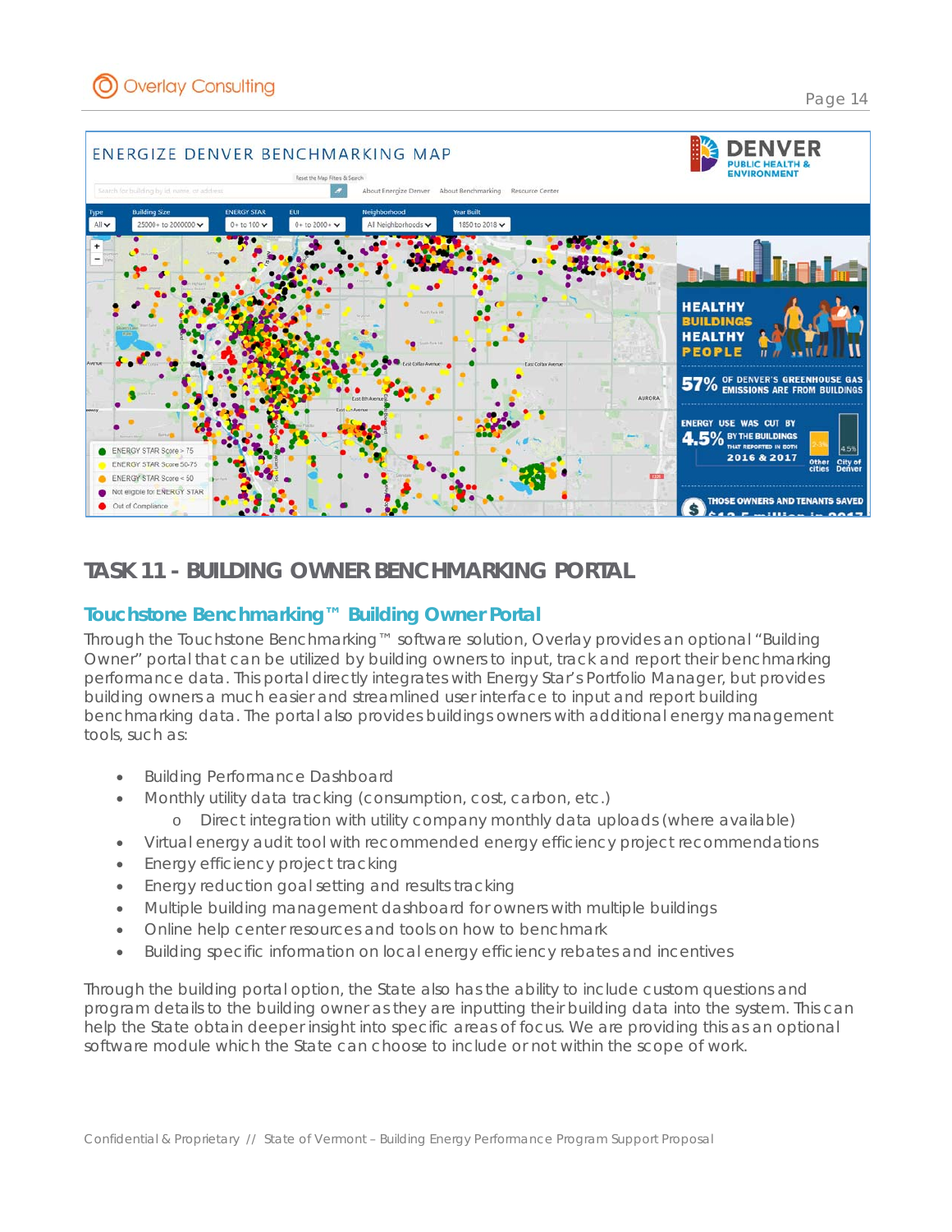## TASK 11 - BUILDING OWNER BENCHMARKING PORTAL

### Touchstone Benchmarking™ Building Owner Portal

Through the Touchstone Benchmarking™ software solution, Overlay provides an optional "Building Owner" portal that can be utilized by building owners to input, track and report their benchmarking performance data. This portal directly integrates with Energy Star's Portfolio Manager, but provides building owners a much easier and streamlined user interface to input and report building benchmarking data. The portal also provides buildings owners with additional energy management tools, such as:

- Building Performance Dashboard
- Monthly utility data tracking (consumption, cost, carbon, etc.)
  - Direct integration with utility company monthly data uploads (where available)
- Virtual energy audit tool with recommended energy efficiency project recommendations
- Energy efficiency project tracking
- Energy reduction goal setting and results tracking
- Multiple building management dashboard for owners with multiple buildings
- Online help center resources and tools on how to benchmark
- Building specific information on local energy efficiency rebates and incentives

Through the building portal option, the State also has the ability to include custom questions and program details to the building owner as they are inputting their building data into the system. This can help the State obtain deeper insight into specific areas of focus. We are providing this as an optional software module which the State can choose to include or not within the scope of work.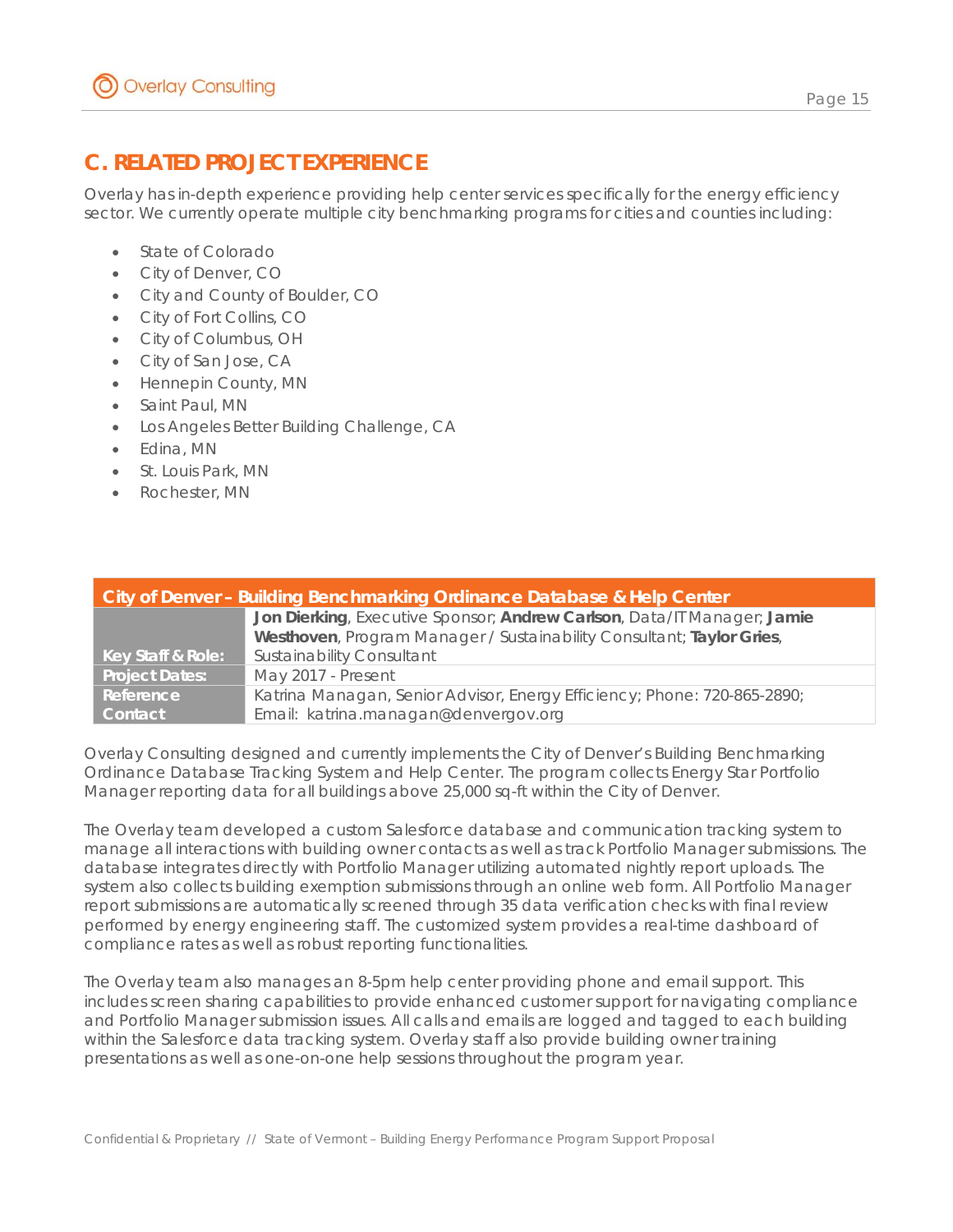## C. RELATED PROJECT EXPERIENCE

Overlay has in-depth experience providing help center services specifically for the energy efficiency sector. We currently operate multiple city benchmarking programs for cities and counties including:

- State of Colorado
- City of Denver, CO
- City and County of Boulder, CO
- City of Fort Collins, CO
- City of Columbus, OH
- City of San Jose, CA
- Hennepin County, MN
- Saint Paul, MN
- Los Angeles Better Building Challenge, CA
- Edina, MN
- St. Louis Park, MN
- Rochester, MN

| City of Denver – Building Benchmarking Ordinance Database & Help Center | |
|---|---|
| **Key Staff & Role:** | **Jon Dierking**, Executive Sponsor; **Andrew Carlson**, Data/IT Manager; **Jamie Westhoven**, Program Manager / Sustainability Consultant; **Taylor Gries**, Sustainability Consultant |
| **Project Dates:** | May 2017 - Present |
| **Reference Contact** | Katrina Managan, Senior Advisor, Energy Efficiency; Phone: 720-865-2890; Email: katrina.managan@denvergov.org |

Overlay Consulting designed and currently implements the City of Denver's Building Benchmarking Ordinance Database Tracking System and Help Center. The program collects Energy Star Portfolio Manager reporting data for all buildings above 25,000 sq-ft within the City of Denver.

The Overlay team developed a custom Salesforce database and communication tracking system to manage all interactions with building owner contacts as well as track Portfolio Manager submissions. The database integrates directly with Portfolio Manager utilizing automated nightly report uploads. The system also collects building exemption submissions through an online web form. All Portfolio Manager report submissions are automatically screened through 35 data verification checks with final review performed by energy engineering staff. The customized system provides a real-time dashboard of compliance rates as well as robust reporting functionalities.

The Overlay team also manages an 8-5pm help center providing phone and email support. This includes screen sharing capabilities to provide enhanced customer support for navigating compliance and Portfolio Manager submission issues. All calls and emails are logged and tagged to each building within the Salesforce data tracking system. Overlay staff also provide building owner training presentations as well as one-on-one help sessions throughout the program year.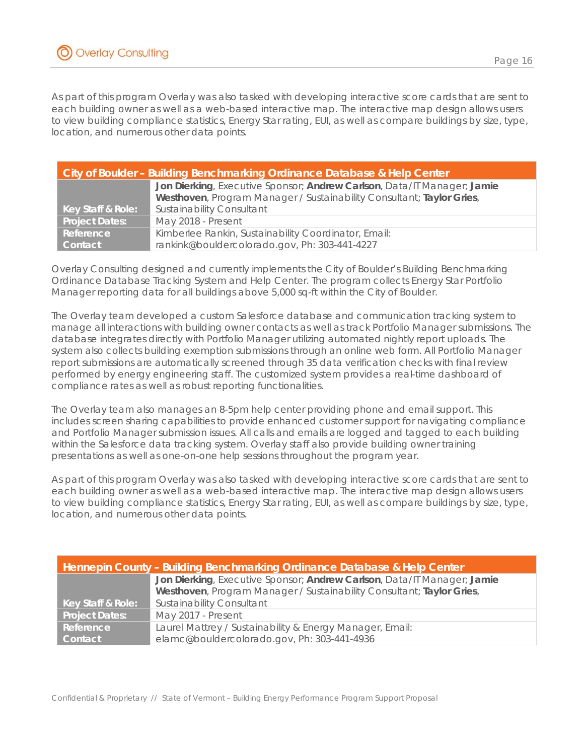As part of this program Overlay was also tasked with developing interactive score cards that are sent to each building owner as well as a web-based interactive map. The interactive map design allows users to view building compliance statistics, Energy Star rating, EUI, as well as compare buildings by size, type, location, and numerous other data points.

| City of Boulder – Building Benchmarking Ordinance Database & Help Center | |
|---|---|
| Key Staff & Role: | **Jon Dierking**, Executive Sponsor; **Andrew Carlson**, Data/IT Manager; **Jamie Westhoven**, Program Manager / Sustainability Consultant; **Taylor Gries**, Sustainability Consultant |
| Project Dates: | May 2018 - Present |
| Reference Contact | Kimberlee Rankin, Sustainability Coordinator, Email: rankink@bouldercolorado.gov, Ph: 303-441-4227 |

Overlay Consulting designed and currently implements the City of Boulder's Building Benchmarking Ordinance Database Tracking System and Help Center. The program collects Energy Star Portfolio Manager reporting data for all buildings above 5,000 sq-ft within the City of Boulder.

The Overlay team developed a custom Salesforce database and communication tracking system to manage all interactions with building owner contacts as well as track Portfolio Manager submissions. The database integrates directly with Portfolio Manager utilizing automated nightly report uploads. The system also collects building exemption submissions through an online web form. All Portfolio Manager report submissions are automatically screened through 35 data verification checks with final review performed by energy engineering staff. The customized system provides a real-time dashboard of compliance rates as well as robust reporting functionalities.

The Overlay team also manages an 8-5pm help center providing phone and email support. This includes screen sharing capabilities to provide enhanced customer support for navigating compliance and Portfolio Manager submission issues. All calls and emails are logged and tagged to each building within the Salesforce data tracking system. Overlay staff also provide building owner training presentations as well as one-on-one help sessions throughout the program year.

As part of this program Overlay was also tasked with developing interactive score cards that are sent to each building owner as well as a web-based interactive map. The interactive map design allows users to view building compliance statistics, Energy Star rating, EUI, as well as compare buildings by size, type, location, and numerous other data points.

| Hennepin County – Building Benchmarking Ordinance Database & Help Center | |
|---|---|
| Key Staff & Role: | **Jon Dierking**, Executive Sponsor; **Andrew Carlson**, Data/IT Manager; **Jamie Westhoven**, Program Manager / Sustainability Consultant; **Taylor Gries**, Sustainability Consultant |
| Project Dates: | May 2017 - Present |
| Reference Contact | Laurel Mattrey / Sustainability & Energy Manager, Email: elamc@bouldercolorado.gov, Ph: 303-441-4936 |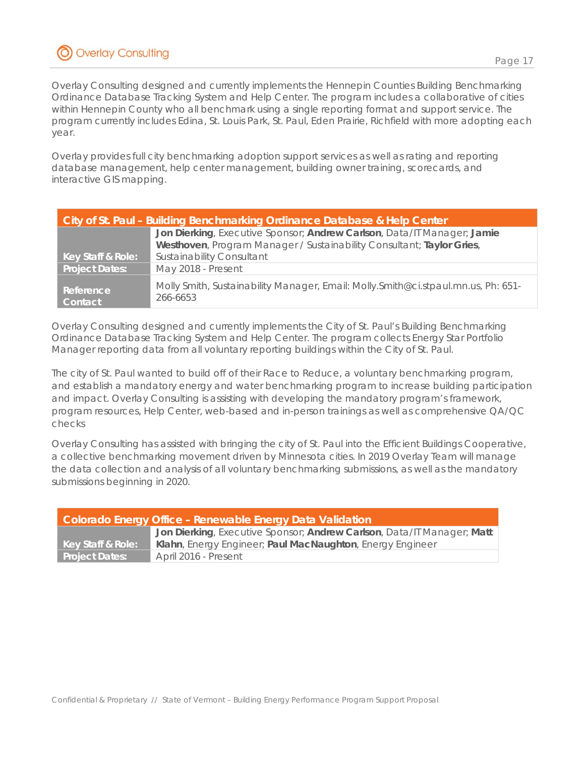Overlay Consulting designed and currently implements the Hennepin Counties Building Benchmarking Ordinance Database Tracking System and Help Center. The program includes a collaborative of cities within Hennepin County who all benchmark using a single reporting format and support service. The program currently includes Edina, St. Louis Park, St. Paul, Eden Prairie, Richfield with more adopting each year.

Overlay provides full city benchmarking adoption support services as well as rating and reporting database management, help center management, building owner training, scorecards, and interactive GIS mapping.

| City of St. Paul – Building Benchmarking Ordinance Database & Help Center | |
|---|---|
| **Key Staff & Role:** | **Jon Dierking**, Executive Sponsor; **Andrew Carlson**, Data/IT Manager; **Jamie Westhoven**, Program Manager / Sustainability Consultant; **Taylor Gries**, Sustainability Consultant |
| **Project Dates:** | May 2018 - Present |
| **Reference Contact** | Molly Smith, Sustainability Manager, Email: Molly.Smith@ci.stpaul.mn.us, Ph: 651-266-6653 |

Overlay Consulting designed and currently implements the City of St. Paul's Building Benchmarking Ordinance Database Tracking System and Help Center. The program collects Energy Star Portfolio Manager reporting data from all voluntary reporting buildings within the City of St. Paul.

The city of St. Paul wanted to build off of their Race to Reduce, a voluntary benchmarking program, and establish a mandatory energy and water benchmarking program to increase building participation and impact. Overlay Consulting is assisting with developing the mandatory program's framework, program resources, Help Center, web-based and in-person trainings as well as comprehensive QA/QC checks

Overlay Consulting has assisted with bringing the city of St. Paul into the Efficient Buildings Cooperative, a collective benchmarking movement driven by Minnesota cities. In 2019 Overlay Team will manage the data collection and analysis of all voluntary benchmarking submissions, as well as the mandatory submissions beginning in 2020.

| Colorado Energy Office – Renewable Energy Data Validation | |
|---|---|
| **Key Staff & Role:** | **Jon Dierking**, Executive Sponsor; **Andrew Carlson**, Data/IT Manager; **Matt Klahn**, Energy Engineer; **Paul MacNaughton**, Energy Engineer |
| **Project Dates:** | April 2016 - Present |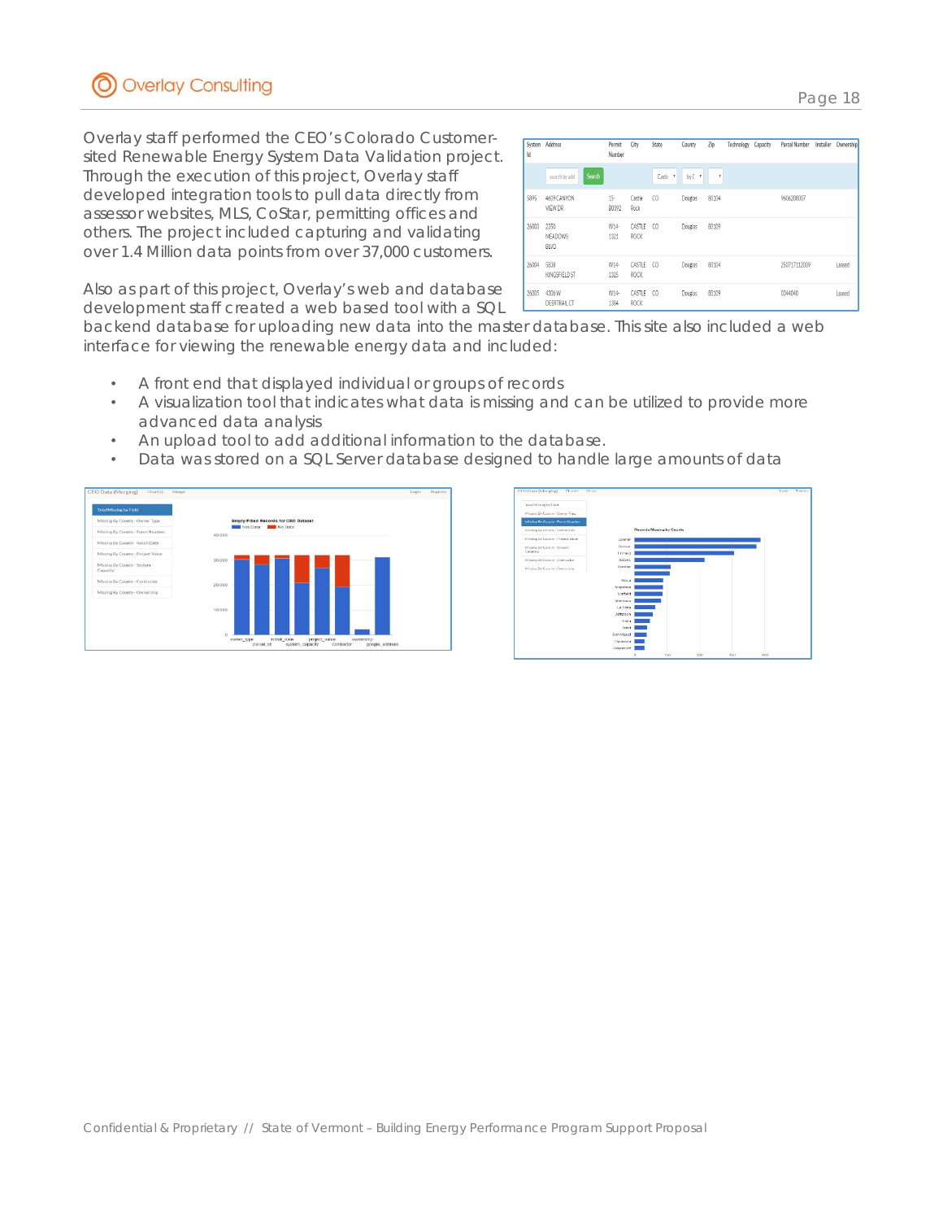Overlay staff performed the CEO's Colorado Customer-sited Renewable Energy System Data Validation project. Through the execution of this project, Overlay staff developed integration tools to pull data directly from assessor websites, MLS, CoStar, permitting offices and others. The project included capturing and validating over 1.4 Million data points from over 37,000 customers.

| System Id | Address | Permit Number | City | State | County | Zip | Technology | Capacity | Parcel Number | Installer | Ownership |
|---|---|---|---|---|---|---|---|---|---|---|---|
| 5895 | 4609 CANYON VIEW DR | 15-B0392 | Castle Rock | CO | Douglas | 80104 | | | 9606208007 | | |
| 26003 | 2350 MEADOWS BLVD | W14-1321 | CASTLE ROCK | CO | Douglas | 80109 | | | | | |
| 26004 | 5838 KINGSFIELD ST | W14-1325 | CASTLE ROCK | CO | Douglas | 80104 | | | 250717112009 | | Leased |
| 26005 | 4306 W DEERTRAIL CT | W14-1384 | CASTLE ROCK | CO | Douglas | 80109 | | | 0344040 | | Leased |

Also as part of this project, Overlay's web and database development staff created a web based tool with a SQL backend database for uploading new data into the master database. This site also included a web interface for viewing the renewable energy data and included:

- A front end that displayed individual or groups of records
- A visualization tool that indicates what data is missing and can be utilized to provide more advanced data analysis
- An upload tool to add additional information to the database.
- Data was stored on a SQL Server database designed to handle large amounts of data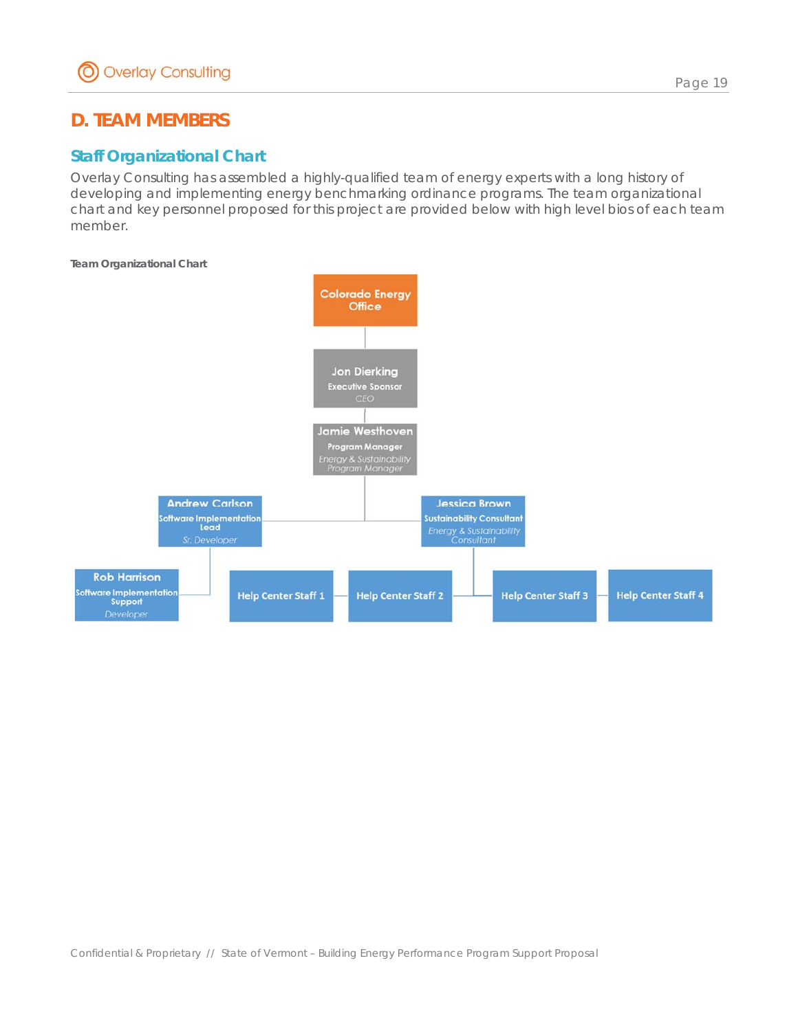# D. TEAM MEMBERS

## Staff Organizational Chart

Overlay Consulting has assembled a highly-qualified team of energy experts with a long history of developing and implementing energy benchmarking ordinance programs. The team organizational chart and key personnel proposed for this project are provided below with high level bios of each team member.

**Team Organizational Chart**

- Colorado Energy Office
  - **Jon Dierking** — Executive Sponsor — *CEO*
    - **Jamie Westhoven** — Program Manager — *Energy & Sustainability Program Manager*
      - **Andrew Carlson** — Software Implementation Lead — *Sr. Developer*
        - **Rob Harrison** — Software Implementation Support — *Developer*
      - **Jessica Brown** — Sustainability Consultant — *Energy & Sustainability Consultant*
        - Help Center Staff 1
        - Help Center Staff 2
        - Help Center Staff 3
        - Help Center Staff 4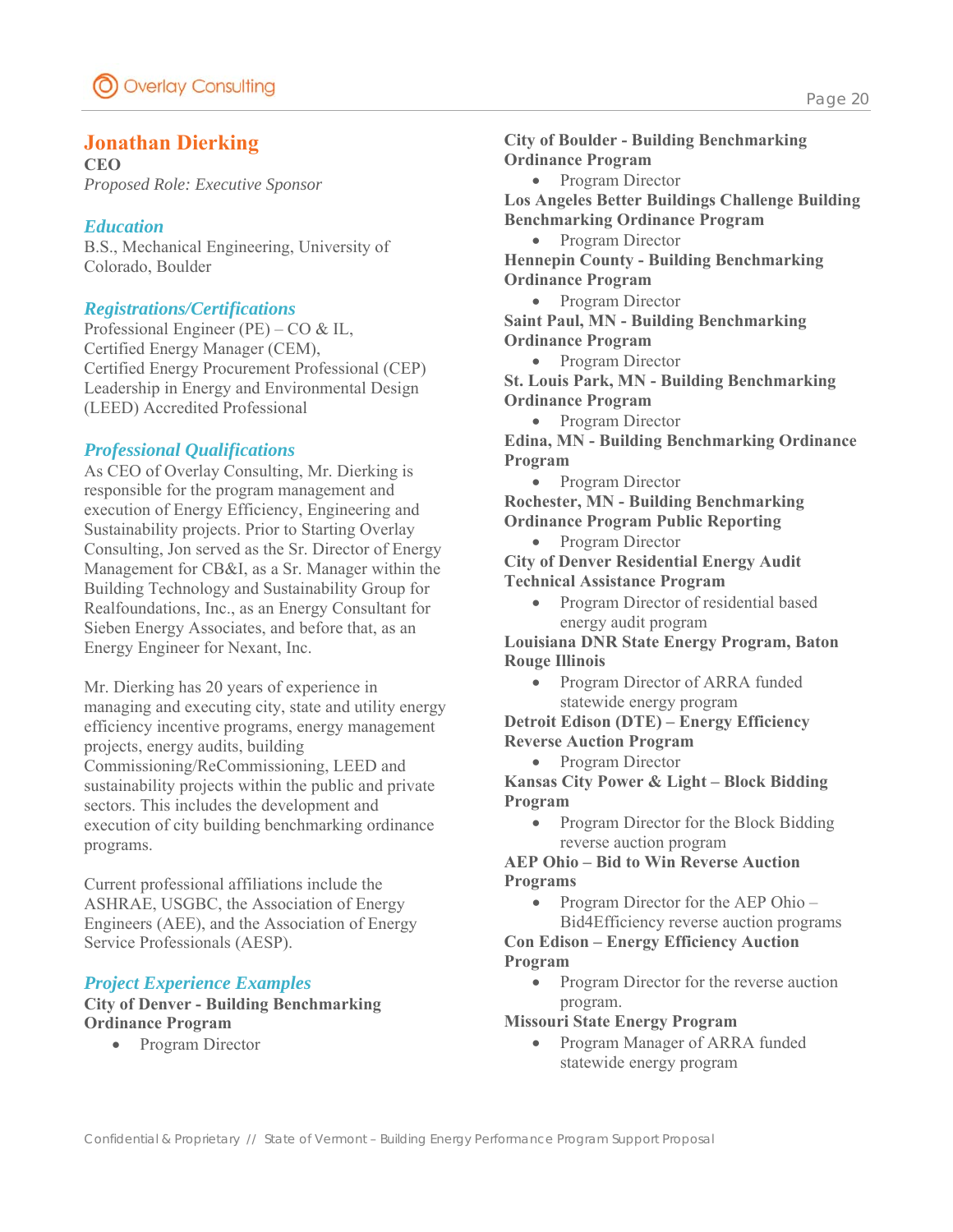## Jonathan Dierking

**CEO**

*Proposed Role: Executive Sponsor*

### *Education*

B.S., Mechanical Engineering, University of Colorado, Boulder

### *Registrations/Certifications*

Professional Engineer (PE) – CO & IL,
Certified Energy Manager (CEM),
Certified Energy Procurement Professional (CEP)
Leadership in Energy and Environmental Design (LEED) Accredited Professional

### *Professional Qualifications*

As CEO of Overlay Consulting, Mr. Dierking is responsible for the program management and execution of Energy Efficiency, Engineering and Sustainability projects. Prior to Starting Overlay Consulting, Jon served as the Sr. Director of Energy Management for CB&I, as a Sr. Manager within the Building Technology and Sustainability Group for Realfoundations, Inc., as an Energy Consultant for Sieben Energy Associates, and before that, as an Energy Engineer for Nexant, Inc.

Mr. Dierking has 20 years of experience in managing and executing city, state and utility energy efficiency incentive programs, energy management projects, energy audits, building Commissioning/ReCommissioning, LEED and sustainability projects within the public and private sectors. This includes the development and execution of city building benchmarking ordinance programs.

Current professional affiliations include the ASHRAE, USGBC, the Association of Energy Engineers (AEE), and the Association of Energy Service Professionals (AESP).

### *Project Experience Examples*

**City of Denver - Building Benchmarking Ordinance Program**

- Program Director

**City of Boulder - Building Benchmarking Ordinance Program**

- Program Director

**Los Angeles Better Buildings Challenge Building Benchmarking Ordinance Program**

- Program Director

**Hennepin County - Building Benchmarking Ordinance Program**

- Program Director

**Saint Paul, MN - Building Benchmarking Ordinance Program**

- Program Director

**St. Louis Park, MN - Building Benchmarking Ordinance Program**

- Program Director

**Edina, MN - Building Benchmarking Ordinance Program**

- Program Director

**Rochester, MN - Building Benchmarking Ordinance Program Public Reporting**

- Program Director

**City of Denver Residential Energy Audit Technical Assistance Program**

- Program Director of residential based energy audit program

**Louisiana DNR State Energy Program, Baton Rouge Illinois**

- Program Director of ARRA funded statewide energy program

**Detroit Edison (DTE) – Energy Efficiency Reverse Auction Program**

- Program Director

**Kansas City Power & Light – Block Bidding Program**

- Program Director for the Block Bidding reverse auction program

**AEP Ohio – Bid to Win Reverse Auction Programs**

- Program Director for the AEP Ohio – Bid4Efficiency reverse auction programs

**Con Edison – Energy Efficiency Auction Program**

- Program Director for the reverse auction program.

**Missouri State Energy Program**

- Program Manager of ARRA funded statewide energy program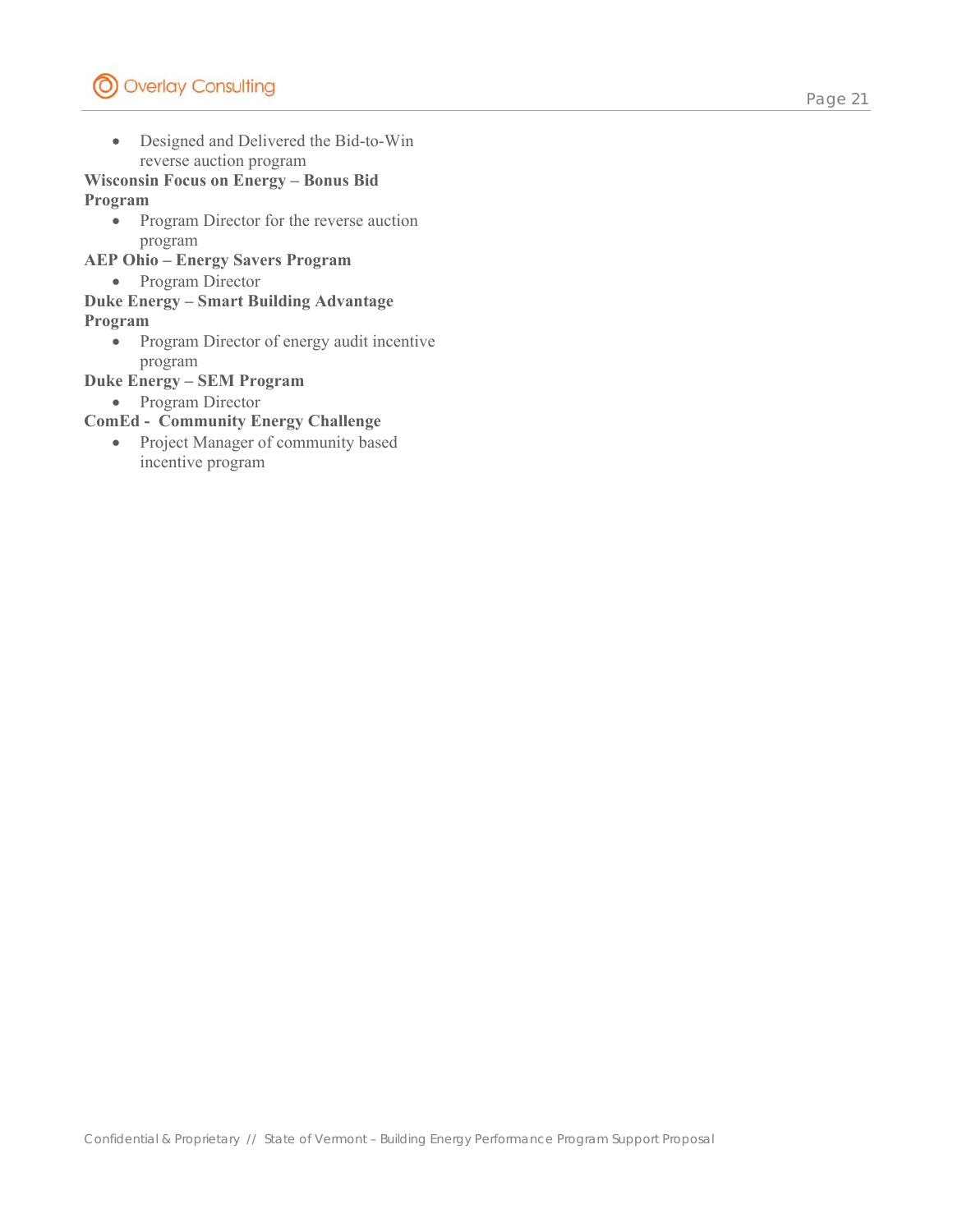- Designed and Delivered the Bid-to-Win reverse auction program

**Wisconsin Focus on Energy – Bonus Bid Program**

- Program Director for the reverse auction program

**AEP Ohio – Energy Savers Program**

- Program Director

**Duke Energy – Smart Building Advantage Program**

- Program Director of energy audit incentive program

**Duke Energy – SEM Program**

- Program Director

**ComEd - Community Energy Challenge**

- Project Manager of community based incentive program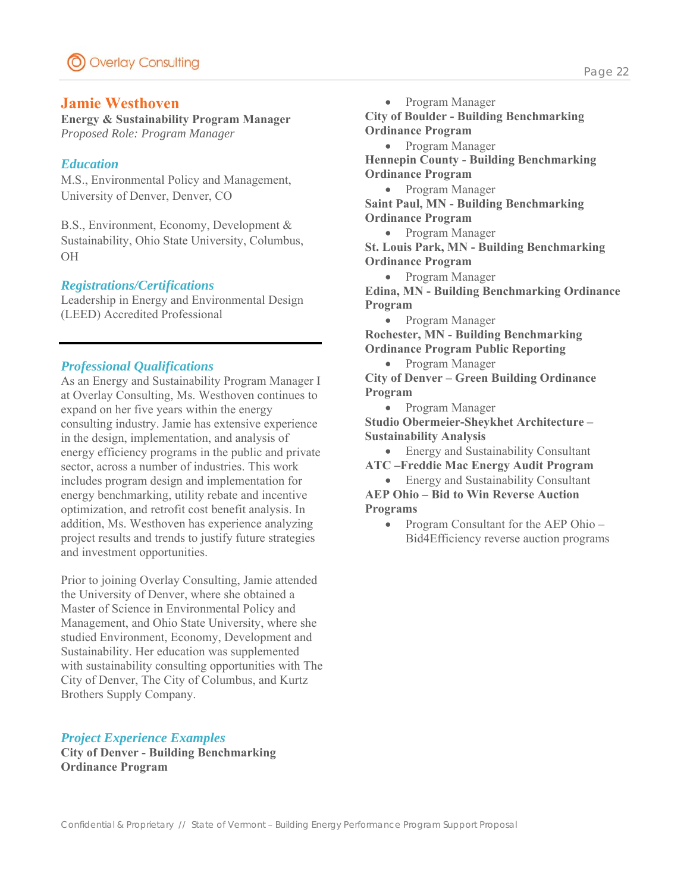## Jamie Westhoven

**Energy & Sustainability Program Manager**
*Proposed Role: Program Manager*

### *Education*

M.S., Environmental Policy and Management, University of Denver, Denver, CO

B.S., Environment, Economy, Development & Sustainability, Ohio State University, Columbus, OH

### *Registrations/Certifications*

Leadership in Energy and Environmental Design (LEED) Accredited Professional

---

### *Professional Qualifications*

As an Energy and Sustainability Program Manager I at Overlay Consulting, Ms. Westhoven continues to expand on her five years within the energy consulting industry. Jamie has extensive experience in the design, implementation, and analysis of energy efficiency programs in the public and private sector, across a number of industries. This work includes program design and implementation for energy benchmarking, utility rebate and incentive optimization, and retrofit cost benefit analysis. In addition, Ms. Westhoven has experience analyzing project results and trends to justify future strategies and investment opportunities.

Prior to joining Overlay Consulting, Jamie attended the University of Denver, where she obtained a Master of Science in Environmental Policy and Management, and Ohio State University, where she studied Environment, Economy, Development and Sustainability. Her education was supplemented with sustainability consulting opportunities with The City of Denver, The City of Columbus, and Kurtz Brothers Supply Company.

### *Project Experience Examples*

**City of Denver - Building Benchmarking Ordinance Program**

- Program Manager

**City of Boulder - Building Benchmarking Ordinance Program**

- Program Manager

**Hennepin County - Building Benchmarking Ordinance Program**

- Program Manager

**Saint Paul, MN - Building Benchmarking Ordinance Program**

- Program Manager

**St. Louis Park, MN - Building Benchmarking Ordinance Program**

- Program Manager

**Edina, MN - Building Benchmarking Ordinance Program**

- Program Manager

**Rochester, MN - Building Benchmarking Ordinance Program Public Reporting**

- Program Manager

**City of Denver – Green Building Ordinance Program**

- Program Manager

**Studio Obermeier-Sheykhet Architecture – Sustainability Analysis**

- Energy and Sustainability Consultant

**ATC –Freddie Mac Energy Audit Program**

- Energy and Sustainability Consultant

**AEP Ohio – Bid to Win Reverse Auction Programs**

- Program Consultant for the AEP Ohio – Bid4Efficiency reverse auction programs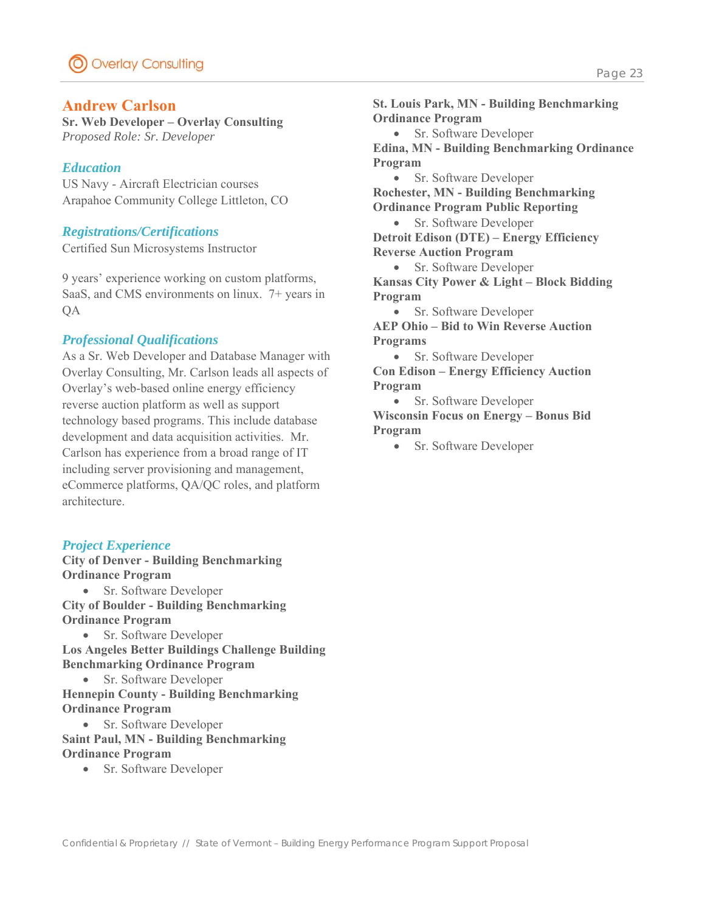## Andrew Carlson

**Sr. Web Developer – Overlay Consulting**
*Proposed Role: Sr. Developer*

### *Education*

US Navy - Aircraft Electrician courses
Arapahoe Community College Littleton, CO

### *Registrations/Certifications*

Certified Sun Microsystems Instructor

9 years' experience working on custom platforms, SaaS, and CMS environments on linux. 7+ years in QA

### *Professional Qualifications*

As a Sr. Web Developer and Database Manager with Overlay Consulting, Mr. Carlson leads all aspects of Overlay's web-based online energy efficiency reverse auction platform as well as support technology based programs. This include database development and data acquisition activities. Mr. Carlson has experience from a broad range of IT including server provisioning and management, eCommerce platforms, QA/QC roles, and platform architecture.

### *Project Experience*

**City of Denver - Building Benchmarking Ordinance Program**

- Sr. Software Developer

**City of Boulder - Building Benchmarking Ordinance Program**

- Sr. Software Developer

**Los Angeles Better Buildings Challenge Building Benchmarking Ordinance Program**

- Sr. Software Developer

**Hennepin County - Building Benchmarking Ordinance Program**

- Sr. Software Developer

**Saint Paul, MN - Building Benchmarking Ordinance Program**

- Sr. Software Developer

**St. Louis Park, MN - Building Benchmarking Ordinance Program**

- Sr. Software Developer

**Edina, MN - Building Benchmarking Ordinance Program**

- Sr. Software Developer

**Rochester, MN - Building Benchmarking Ordinance Program Public Reporting**

- Sr. Software Developer

**Detroit Edison (DTE) – Energy Efficiency Reverse Auction Program**

- Sr. Software Developer

**Kansas City Power & Light – Block Bidding Program**

- Sr. Software Developer

**AEP Ohio – Bid to Win Reverse Auction Programs**

- Sr. Software Developer

**Con Edison – Energy Efficiency Auction Program**

- Sr. Software Developer

**Wisconsin Focus on Energy – Bonus Bid Program**

- Sr. Software Developer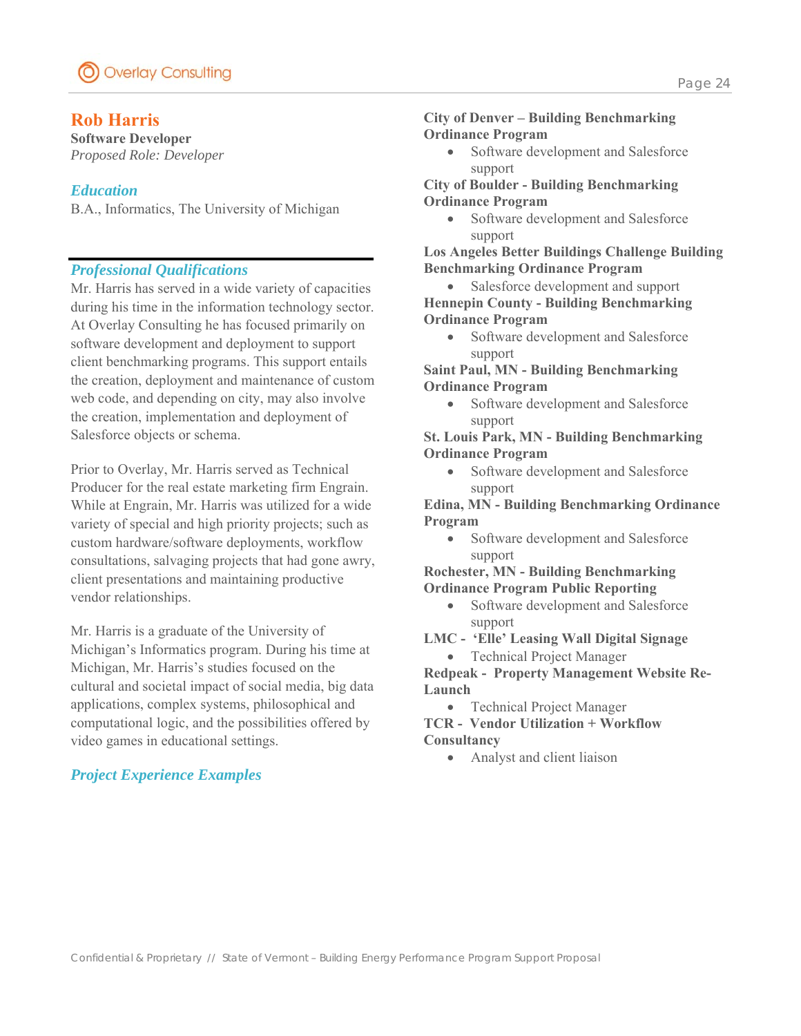## Rob Harris

**Software Developer**
*Proposed Role: Developer*

### *Education*

B.A., Informatics, The University of Michigan

### *Professional Qualifications*

Mr. Harris has served in a wide variety of capacities during his time in the information technology sector. At Overlay Consulting he has focused primarily on software development and deployment to support client benchmarking programs. This support entails the creation, deployment and maintenance of custom web code, and depending on city, may also involve the creation, implementation and deployment of Salesforce objects or schema.

Prior to Overlay, Mr. Harris served as Technical Producer for the real estate marketing firm Engrain. While at Engrain, Mr. Harris was utilized for a wide variety of special and high priority projects; such as custom hardware/software deployments, workflow consultations, salvaging projects that had gone awry, client presentations and maintaining productive vendor relationships.

Mr. Harris is a graduate of the University of Michigan's Informatics program. During his time at Michigan, Mr. Harris's studies focused on the cultural and societal impact of social media, big data applications, complex systems, philosophical and computational logic, and the possibilities offered by video games in educational settings.

### *Project Experience Examples*

**City of Denver – Building Benchmarking Ordinance Program**

- Software development and Salesforce support

**City of Boulder - Building Benchmarking Ordinance Program**

- Software development and Salesforce support

**Los Angeles Better Buildings Challenge Building Benchmarking Ordinance Program**

- Salesforce development and support

**Hennepin County - Building Benchmarking Ordinance Program**

- Software development and Salesforce support

**Saint Paul, MN - Building Benchmarking Ordinance Program**

- Software development and Salesforce support

**St. Louis Park, MN - Building Benchmarking Ordinance Program**

- Software development and Salesforce support

**Edina, MN - Building Benchmarking Ordinance Program**

- Software development and Salesforce support

**Rochester, MN - Building Benchmarking Ordinance Program Public Reporting**

- Software development and Salesforce support

**LMC - 'Elle' Leasing Wall Digital Signage**

- Technical Project Manager

**Redpeak - Property Management Website Re-Launch**

- Technical Project Manager

**TCR - Vendor Utilization + Workflow Consultancy**

- Analyst and client liaison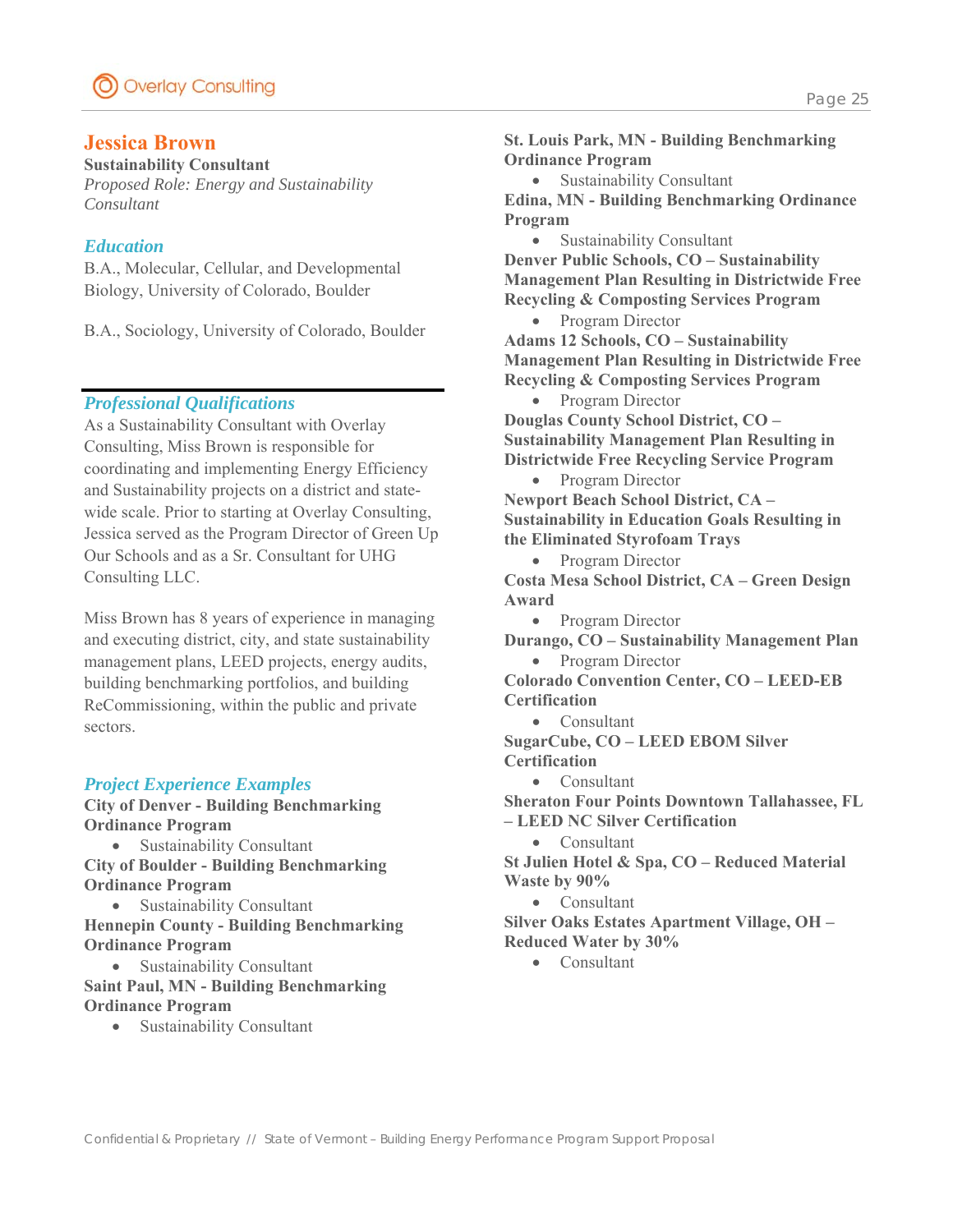## Jessica Brown

**Sustainability Consultant**
*Proposed Role: Energy and Sustainability Consultant*

### *Education*

B.A., Molecular, Cellular, and Developmental Biology, University of Colorado, Boulder

B.A., Sociology, University of Colorado, Boulder

### *Professional Qualifications*

As a Sustainability Consultant with Overlay Consulting, Miss Brown is responsible for coordinating and implementing Energy Efficiency and Sustainability projects on a district and state-wide scale. Prior to starting at Overlay Consulting, Jessica served as the Program Director of Green Up Our Schools and as a Sr. Consultant for UHG Consulting LLC.

Miss Brown has 8 years of experience in managing and executing district, city, and state sustainability management plans, LEED projects, energy audits, building benchmarking portfolios, and building ReCommissioning, within the public and private sectors.

### *Project Experience Examples*

**City of Denver - Building Benchmarking Ordinance Program**
- Sustainability Consultant

**City of Boulder - Building Benchmarking Ordinance Program**
- Sustainability Consultant

**Hennepin County - Building Benchmarking Ordinance Program**
- Sustainability Consultant

**Saint Paul, MN - Building Benchmarking Ordinance Program**
- Sustainability Consultant

**St. Louis Park, MN - Building Benchmarking Ordinance Program**
- Sustainability Consultant

**Edina, MN - Building Benchmarking Ordinance Program**
- Sustainability Consultant

**Denver Public Schools, CO – Sustainability Management Plan Resulting in Districtwide Free Recycling & Composting Services Program**
- Program Director

**Adams 12 Schools, CO – Sustainability Management Plan Resulting in Districtwide Free Recycling & Composting Services Program**
- Program Director

**Douglas County School District, CO – Sustainability Management Plan Resulting in Districtwide Free Recycling Service Program**
- Program Director

**Newport Beach School District, CA – Sustainability in Education Goals Resulting in the Eliminated Styrofoam Trays**
- Program Director

**Costa Mesa School District, CA – Green Design Award**
- Program Director

**Durango, CO – Sustainability Management Plan**
- Program Director

**Colorado Convention Center, CO – LEED-EB Certification**
- Consultant

**SugarCube, CO – LEED EBOM Silver Certification**
- Consultant

**Sheraton Four Points Downtown Tallahassee, FL – LEED NC Silver Certification**
- Consultant

**St Julien Hotel & Spa, CO – Reduced Material Waste by 90%**
- Consultant

**Silver Oaks Estates Apartment Village, OH – Reduced Water by 30%**
- Consultant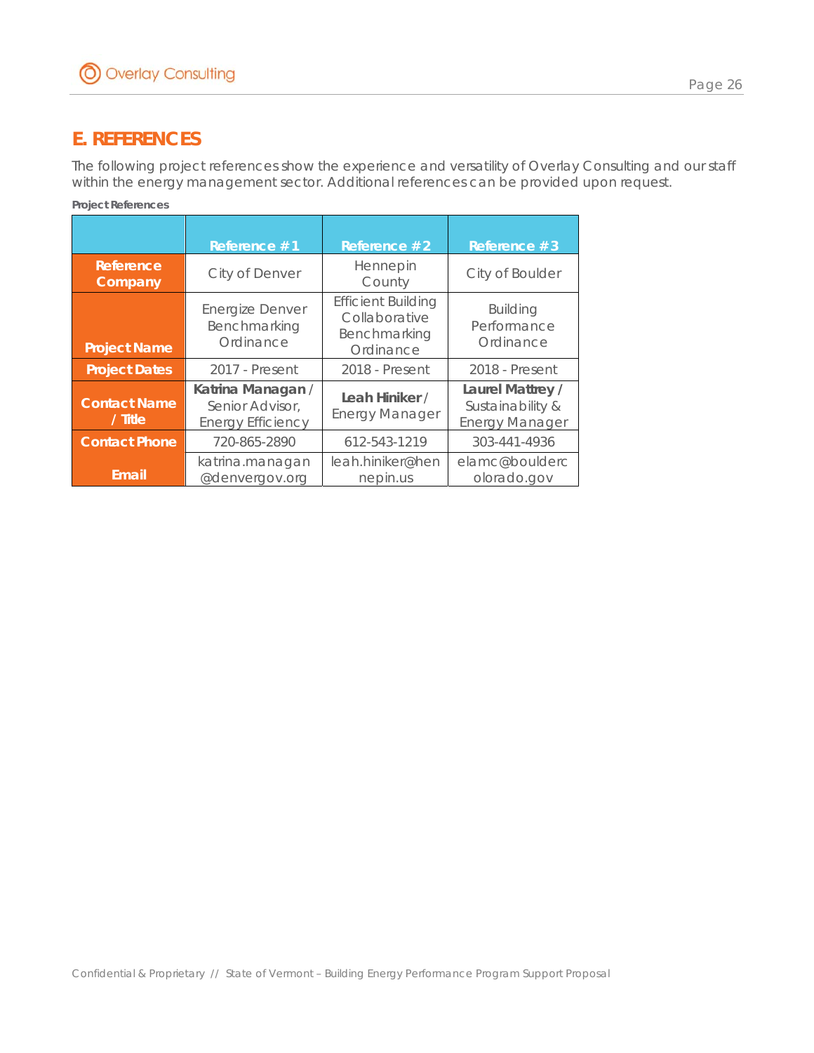# E. REFERENCES

The following project references show the experience and versatility of Overlay Consulting and our staff within the energy management sector. Additional references can be provided upon request.

**Project References**

| | Reference #1 | Reference #2 | Reference #3 |
|---|---|---|---|
| **Reference Company** | City of Denver | Hennepin County | City of Boulder |
| **Project Name** | Energize Denver Benchmarking Ordinance | Efficient Building Collaborative Benchmarking Ordinance | Building Performance Ordinance |
| **Project Dates** | 2017 - Present | 2018 - Present | 2018 - Present |
| **Contact Name / Title** | **Katrina Managan** / Senior Advisor, Energy Efficiency | **Leah Hiniker** / Energy Manager | **Laurel Mattrey** / Sustainability & Energy Manager |
| **Contact Phone** | 720-865-2890 | 612-543-1219 | 303-441-4936 |
| **Email** | katrina.managan@denvergov.org | leah.hiniker@hennepin.us | elamc@bouldercolorado.gov |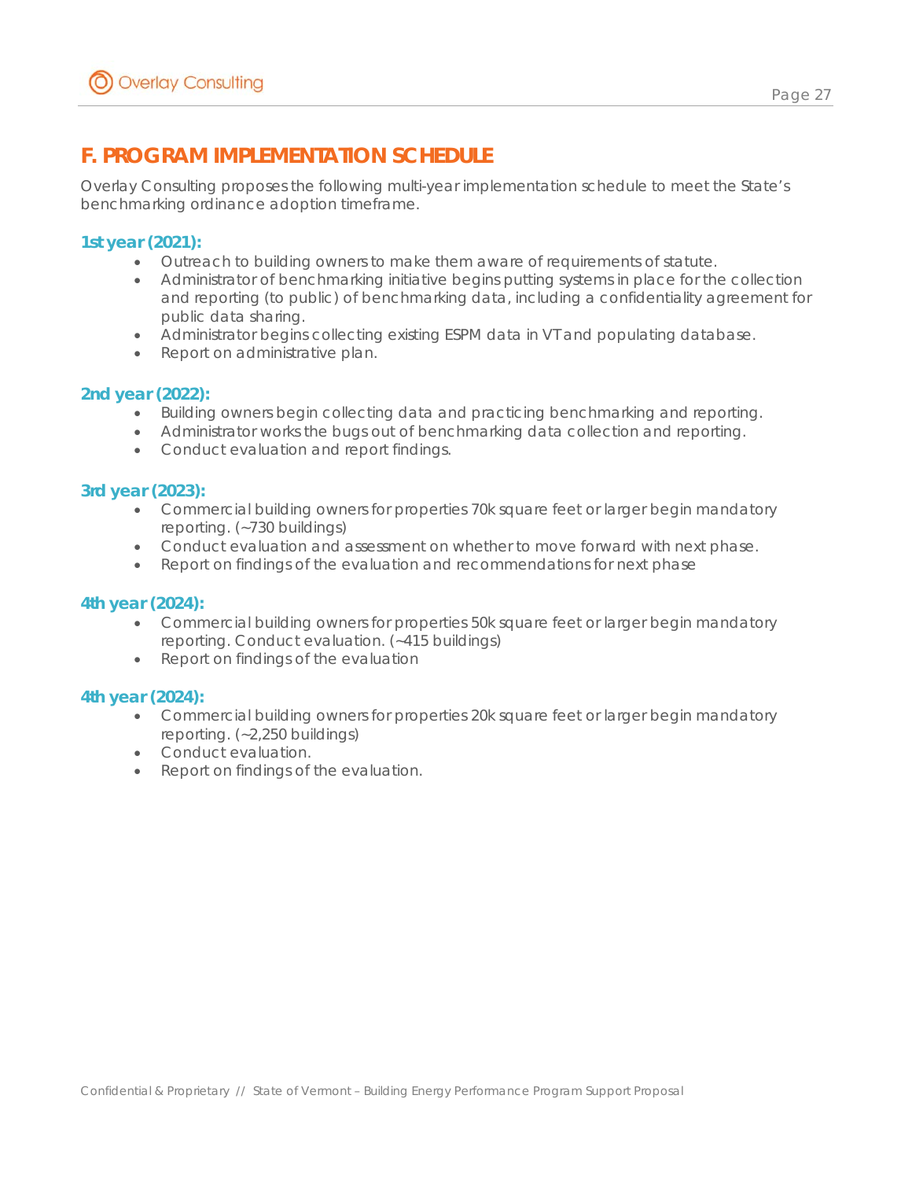## F. PROGRAM IMPLEMENTATION SCHEDULE

Overlay Consulting proposes the following multi-year implementation schedule to meet the State's benchmarking ordinance adoption timeframe.

### 1st year (2021):

- Outreach to building owners to make them aware of requirements of statute.
- Administrator of benchmarking initiative begins putting systems in place for the collection and reporting (to public) of benchmarking data, including a confidentiality agreement for public data sharing.
- Administrator begins collecting existing ESPM data in VT and populating database.
- Report on administrative plan.

### 2nd year (2022):

- Building owners begin collecting data and practicing benchmarking and reporting.
- Administrator works the bugs out of benchmarking data collection and reporting.
- Conduct evaluation and report findings.

### 3rd year (2023):

- Commercial building owners for properties 70k square feet or larger begin mandatory reporting. (~730 buildings)
- Conduct evaluation and assessment on whether to move forward with next phase.
- Report on findings of the evaluation and recommendations for next phase

### 4th year (2024):

- Commercial building owners for properties 50k square feet or larger begin mandatory reporting. Conduct evaluation. (~415 buildings)
- Report on findings of the evaluation

### 4th year (2024):

- Commercial building owners for properties 20k square feet or larger begin mandatory reporting. (~2,250 buildings)
- Conduct evaluation.
- Report on findings of the evaluation.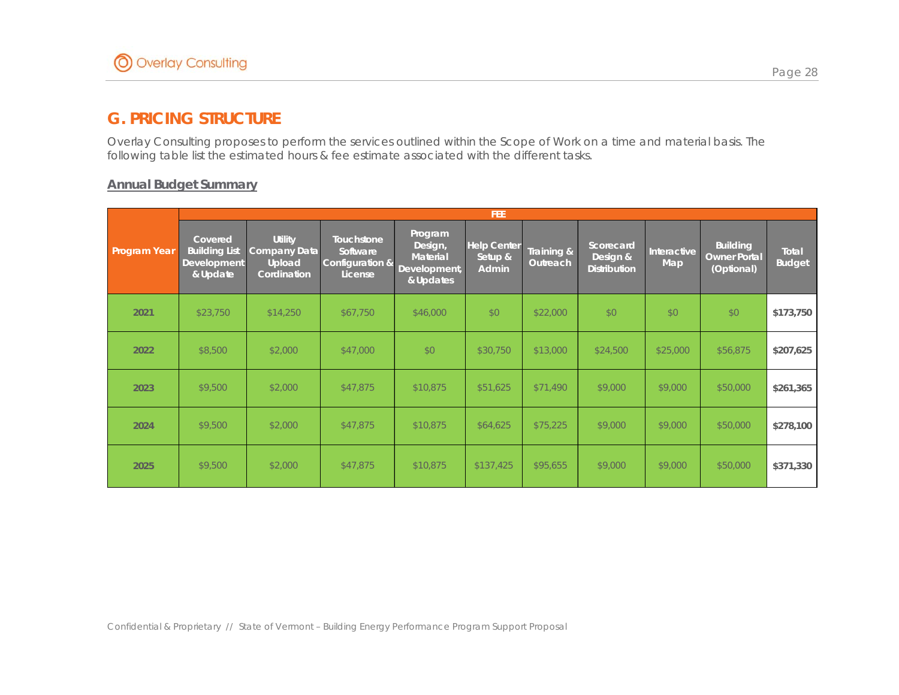## G. PRICING STRUCTURE

Overlay Consulting proposes to perform the services outlined within the Scope of Work on a time and material basis. The following table list the estimated hours & fee estimate associated with the different tasks.

**Annual Budget Summary**

| Program Year | FEE | | | | | | | | | |
|---|---|---|---|---|---|---|---|---|---|---|
| | Covered Building List Development & Update | Utility Company Data Upload Cordination | Touchstone Software Configuration & License | Program Design, Material Development, & Updates | Help Center Setup & Admin | Training & Outreach | Scorecard Design & Distribution | Interactive Map | Building Owner Portal (Optional) | Total Budget |
| **2021** | $23,750 | $14,250 | $67,750 | $46,000 | $0 | $22,000 | $0 | $0 | $0 | **$173,750** |
| **2022** | $8,500 | $2,000 | $47,000 | $0 | $30,750 | $13,000 | $24,500 | $25,000 | $56,875 | **$207,625** |
| **2023** | $9,500 | $2,000 | $47,875 | $10,875 | $51,625 | $71,490 | $9,000 | $9,000 | $50,000 | **$261,365** |
| **2024** | $9,500 | $2,000 | $47,875 | $10,875 | $64,625 | $75,225 | $9,000 | $9,000 | $50,000 | **$278,100** |
| **2025** | $9,500 | $2,000 | $47,875 | $10,875 | $137,425 | $95,655 | $9,000 | $9,000 | $50,000 | **$371,330** |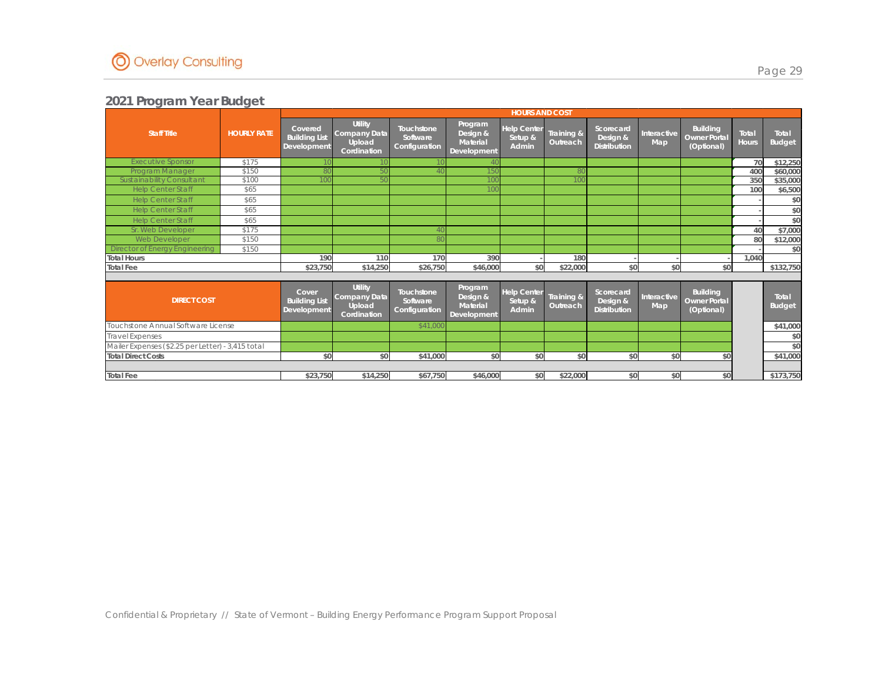## 2021 Program Year Budget

| Staff Title | HOURLY RATE | Covered Building List Development | Utility Company Data Upload Cordination | Touchstone Software Configuration | Program Design & Material Development | Help Center Setup & Admin | Training & Outreach | Scorecard Design & Distribution | Interactive Map | Building Owner Portal (Optional) | Total Hours | Total Budget |
|---|---|---|---|---|---|---|---|---|---|---|---|---|
| | | HOURS AND COST | | | | | | | | | | |
| Executive Sponsor | $175 | 10 | 10 | 10 | 40 | | | | | | 70 | $12,250 |
| Program Manager | $150 | 80 | 50 | 40 | 150 | | 80 | | | | 400 | $60,000 |
| Sustainability Consultant | $100 | 100 | 50 | | 100 | | 100 | | | | 350 | $35,000 |
| Help Center Staff | $65 | | | | 100 | | | | | | 100 | $6,500 |
| Help Center Staff | $65 | | | | | | | | | | - | $0 |
| Help Center Staff | $65 | | | | | | | | | | - | $0 |
| Help Center Staff | $65 | | | | | | | | | | - | $0 |
| Sr. Web Developer | $175 | | | 40 | | | | | | | 40 | $7,000 |
| Web Developer | $150 | | | 80 | | | | | | | 80 | $12,000 |
| Director of Energy Engineering | $150 | | | | | | | | | | - | $0 |
| Total Hours | | 190 | 110 | 170 | 390 | - | 180 | - | - | - | 1,040 | |
| Total Fee | | $23,750 | $14,250 | $26,750 | $46,000 | $0 | $22,000 | $0 | $0 | $0 | | $132,750 |

| DIRECT COST | Cover Building List Development | Utility Company Data Upload Cordination | Touchstone Software Configuration | Program Design & Material Development | Help Center Setup & Admin | Training & Outreach | Scorecard Design & Distribution | Interactive Map | Building Owner Portal (Optional) | Total Budget |
|---|---|---|---|---|---|---|---|---|---|---|
| Touchstone Annual Software License | | | $41,000 | | | | | | | $41,000 |
| Travel Expenses | | | | | | | | | | $0 |
| Mailer Expenses ($2.25 per Letter) - 3,415 total | | | | | | | | | | $0 |
| Total Direct Costs | $0 | $0 | $41,000 | $0 | $0 | $0 | $0 | $0 | $0 | $41,000 |
| Total Fee | $23,750 | $14,250 | $67,750 | $46,000 | $0 | $22,000 | $0 | $0 | $0 | $173,750 |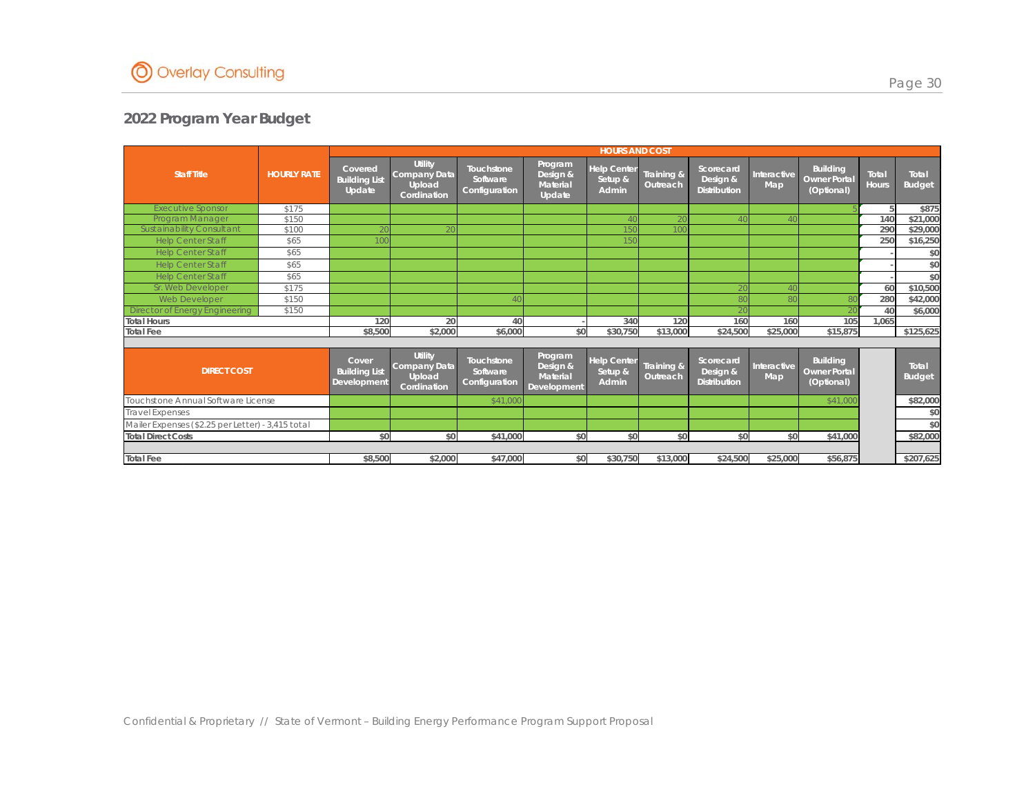## 2022 Program Year Budget

| Staff Title | HOURLY RATE | HOURS AND COST | | | | | | | | | | |
|---|---|---|---|---|---|---|---|---|---|---|---|---|
| | | Covered Building List Update | Utility Company Data Upload Cordination | Touchstone Software Configuration | Program Design & Material Update | Help Center Setup & Admin | Training & Outreach | Scorecard Design & Distribution | Interactive Map | Building Owner Portal (Optional) | Total Hours | Total Budget |
| Executive Sponsor | $175 | | | | | | | | | 5 | 5 | $875 |
| Program Manager | $150 | | | | | 40 | 20 | 40 | 40 | | 140 | $21,000 |
| Sustainability Consultant | $100 | 20 | 20 | | | 150 | 100 | | | | 290 | $29,000 |
| Help Center Staff | $65 | 100 | | | | 150 | | | | | 250 | $16,250 |
| Help Center Staff | $65 | | | | | | | | | | - | $0 |
| Help Center Staff | $65 | | | | | | | | | | - | $0 |
| Help Center Staff | $65 | | | | | | | | | | - | $0 |
| Sr. Web Developer | $175 | | | | | | | 20 | 40 | | 60 | $10,500 |
| Web Developer | $150 | | | 40 | | | | 80 | 80 | 80 | 280 | $42,000 |
| Director of Energy Engineering | $150 | | | | | | | 20 | | 20 | 40 | $6,000 |
| Total Hours | | 120 | 20 | 40 | - | 340 | 120 | 160 | 160 | 105 | 1,065 | |
| Total Fee | | $8,500 | $2,000 | $6,000 | $0 | $30,750 | $13,000 | $24,500 | $25,000 | $15,875 | | $125,625 |

| DIRECT COST | Cover Building List Development | Utility Company Data Upload Cordination | Touchstone Software Configuration | Program Design & Material Development | Help Center Setup & Admin | Training & Outreach | Scorecard Design & Distribution | Interactive Map | Building Owner Portal (Optional) | | Total Budget |
|---|---|---|---|---|---|---|---|---|---|---|---|
| Touchstone Annual Software License | | | $41,000 | | | | | | $41,000 | | $82,000 |
| Travel Expenses | | | | | | | | | | | $0 |
| Mailer Expenses ($2.25 per Letter) - 3,415 total | | | | | | | | | | | $0 |
| Total Direct Costs | $0 | $0 | $41,000 | $0 | $0 | $0 | $0 | $0 | $41,000 | | $82,000 |
| Total Fee | $8,500 | $2,000 | $47,000 | $0 | $30,750 | $13,000 | $24,500 | $25,000 | $56,875 | | $207,625 |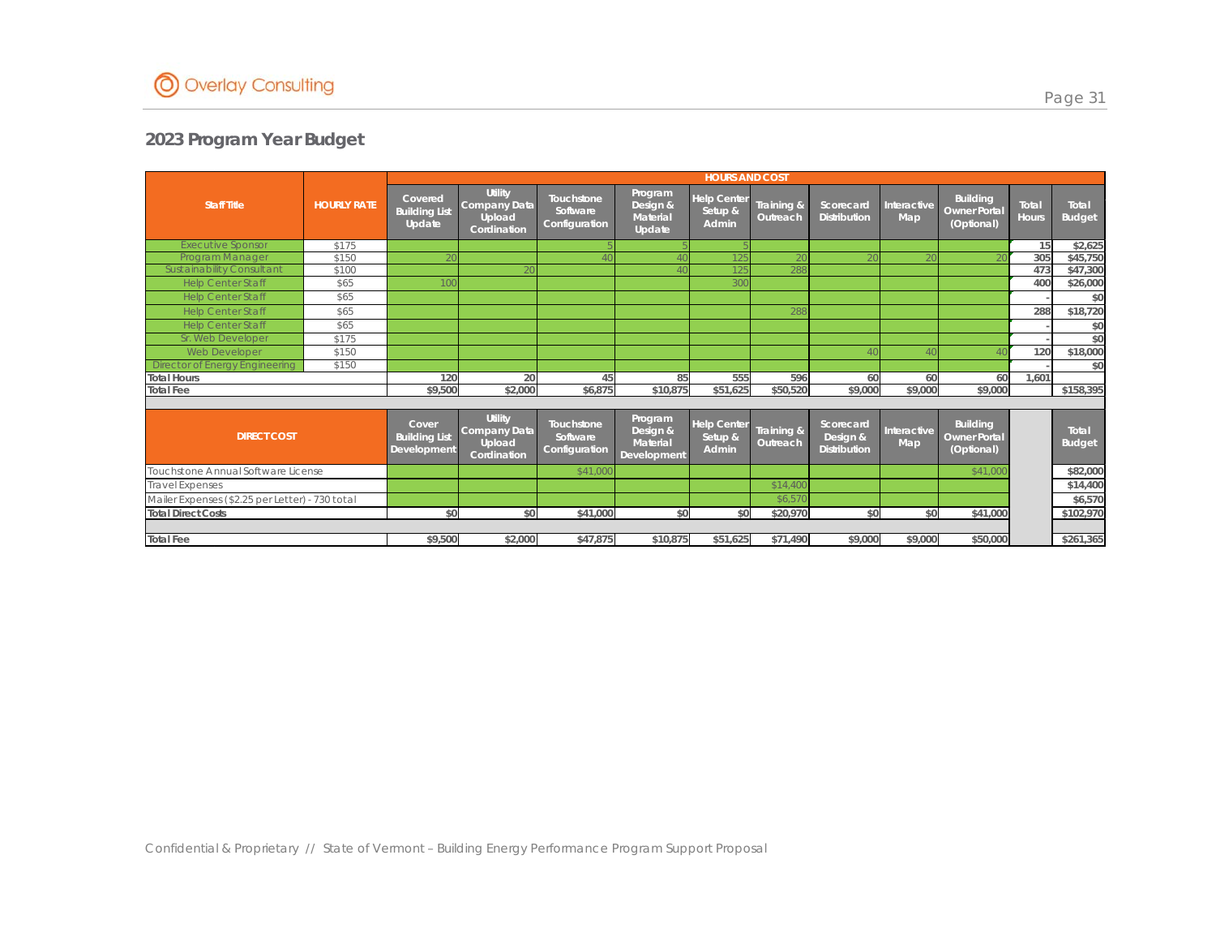## 2023 Program Year Budget

| Staff Title | HOURLY RATE | Covered Building List Update | Utility Company Data Upload Cordination | Touchstone Software Configuration | Program Design & Material Update | Help Center Setup & Admin | Training & Outreach | Scorecard Distribution | Interactive Map | Building Owner Portal (Optional) | Total Hours | Total Budget |
|---|---|---|---|---|---|---|---|---|---|---|---|---|
| | | HOURS AND COST | | | | | | | | | | |
| Executive Sponsor | $175 | | | 5 | 5 | 5 | | | | | 15 | $2,625 |
| Program Manager | $150 | 20 | | 40 | 40 | 125 | 20 | 20 | 20 | 20 | 305 | $45,750 |
| Sustainability Consultant | $100 | | 20 | | 40 | 125 | 288 | | | | 473 | $47,300 |
| Help Center Staff | $65 | 100 | | | | 300 | | | | | 400 | $26,000 |
| Help Center Staff | $65 | | | | | | | | | | - | $0 |
| Help Center Staff | $65 | | | | | | 288 | | | | 288 | $18,720 |
| Help Center Staff | $65 | | | | | | | | | | - | $0 |
| Sr. Web Developer | $175 | | | | | | | | | | - | $0 |
| Web Developer | $150 | | | | | | | 40 | 40 | 40 | 120 | $18,000 |
| Director of Energy Engineering | $150 | | | | | | | | | | - | $0 |
| Total Hours | | 120 | 20 | 45 | 85 | 555 | 596 | 60 | 60 | 60 | 1,601 | |
| Total Fee | | $9,500 | $2,000 | $6,875 | $10,875 | $51,625 | $50,520 | $9,000 | $9,000 | $9,000 | | $158,395 |

| DIRECT COST | Cover Building List Development | Utility Company Data Upload Cordination | Touchstone Software Configuration | Program Design & Material Development | Help Center Setup & Admin | Training & Outreach | Scorecard Design & Distribution | Interactive Map | Building Owner Portal (Optional) | | Total Budget |
|---|---|---|---|---|---|---|---|---|---|---|---|
| Touchstone Annual Software License | | | $41,000 | | | | | | $41,000 | | $82,000 |
| Travel Expenses | | | | | | $14,400 | | | | | $14,400 |
| Mailer Expenses ($2.25 per Letter) - 730 total | | | | | | $6,570 | | | | | $6,570 |
| Total Direct Costs | $0 | $0 | $41,000 | $0 | $0 | $20,970 | $0 | $0 | $41,000 | | $102,970 |
| Total Fee | $9,500 | $2,000 | $47,875 | $10,875 | $51,625 | $71,490 | $9,000 | $9,000 | $50,000 | | $261,365 |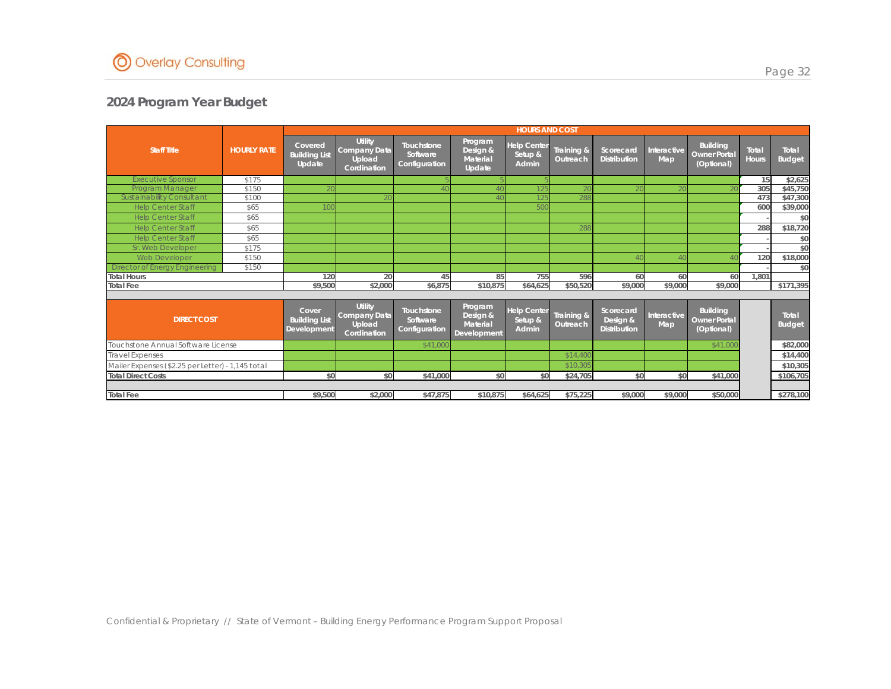## 2024 Program Year Budget

| Staff Title | HOURLY RATE | HOURS AND COST | | | | | | | | | | |
|---|---|---|---|---|---|---|---|---|---|---|---|---|
| | | Covered Building List Update | Utility Company Data Upload Cordination | Touchstone Software Configuration | Program Design & Material Update | Help Center Setup & Admin | Training & Outreach | Scorecard Distribution | Interactive Map | Building Owner Portal (Optional) | Total Hours | Total Budget |
| Executive Sponsor | $175 | | | 5 | 5 | 5 | | | | | 15 | $2,625 |
| Program Manager | $150 | 20 | | 40 | 40 | 125 | 20 | 20 | 20 | 20 | 305 | $45,750 |
| Sustainability Consultant | $100 | | 20 | | 40 | 125 | 288 | | | | 473 | $47,300 |
| Help Center Staff | $65 | 100 | | | | 500 | | | | | 600 | $39,000 |
| Help Center Staff | $65 | | | | | | | | | | - | $0 |
| Help Center Staff | $65 | | | | | | 288 | | | | 288 | $18,720 |
| Help Center Staff | $65 | | | | | | | | | | - | $0 |
| Sr. Web Developer | $175 | | | | | | | | | | - | $0 |
| Web Developer | $150 | | | | | | | 40 | 40 | 40 | 120 | $18,000 |
| Director of Energy Engineering | $150 | | | | | | | | | | - | $0 |
| Total Hours | | 120 | 20 | 45 | 85 | 755 | 596 | 60 | 60 | 60 | 1,801 | |
| Total Fee | | $9,500 | $2,000 | $6,875 | $10,875 | $64,625 | $50,520 | $9,000 | $9,000 | $9,000 | | $171,395 |

| DIRECT COST | Cover Building List Development | Utility Company Data Upload Cordination | Touchstone Software Configuration | Program Design & Material Development | Help Center Setup & Admin | Training & Outreach | Scorecard Design & Distribution | Interactive Map | Building Owner Portal (Optional) | | Total Budget |
|---|---|---|---|---|---|---|---|---|---|---|---|
| Touchstone Annual Software License | | | $41,000 | | | | | | $41,000 | | $82,000 |
| Travel Expenses | | | | | | $14,400 | | | | | $14,400 |
| Mailer Expenses ($2.25 per Letter) - 1,145 total | | | | | | $10,305 | | | | | $10,305 |
| Total Direct Costs | $0 | $0 | $41,000 | $0 | $0 | $24,705 | $0 | $0 | $41,000 | | $106,705 |
| Total Fee | $9,500 | $2,000 | $47,875 | $10,875 | $64,625 | $75,225 | $9,000 | $9,000 | $50,000 | | $278,100 |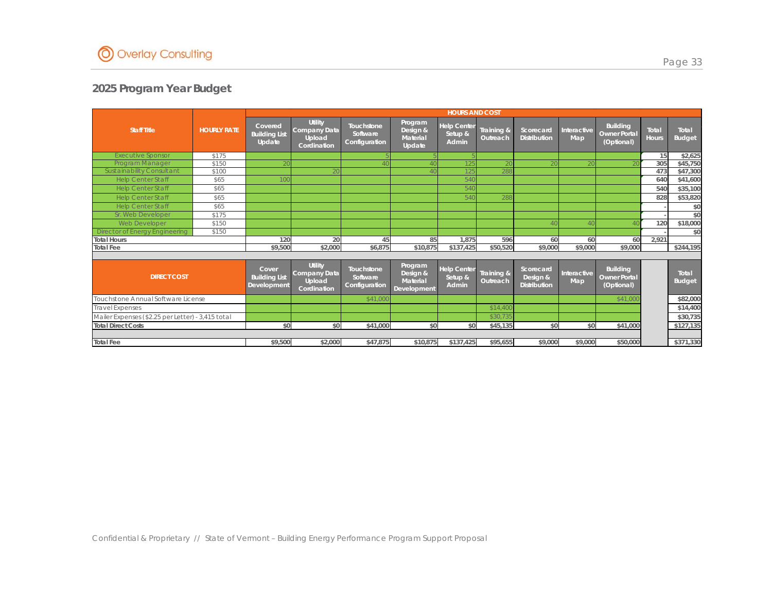## 2025 Program Year Budget

| Staff Title | HOURLY RATE | HOURS AND COST | | | | | | | | | | |
|---|---|---|---|---|---|---|---|---|---|---|---|---|
| | | Covered Building List Update | Utility Company Data Upload Cordination | Touchstone Software Configuration | Program Design & Material Update | Help Center Setup & Admin | Training & Outreach | Scorecard Distribution | Interactive Map | Building Owner Portal (Optional) | Total Hours | Total Budget |
| Executive Sponsor | $175 | | | 5 | 5 | 5 | | | | | 15 | $2,625 |
| Program Manager | $150 | 20 | | 40 | 40 | 125 | 20 | 20 | 20 | 20 | 305 | $45,750 |
| Sustainability Consultant | $100 | | 20 | | 40 | 125 | 288 | | | | 473 | $47,300 |
| Help Center Staff | $65 | 100 | | | | 540 | | | | | 640 | $41,600 |
| Help Center Staff | $65 | | | | | 540 | | | | | 540 | $35,100 |
| Help Center Staff | $65 | | | | | 540 | 288 | | | | 828 | $53,820 |
| Help Center Staff | $65 | | | | | | | | | | - | $0 |
| Sr. Web Developer | $175 | | | | | | | | | | - | $0 |
| Web Developer | $150 | | | | | | | 40 | 40 | 40 | 120 | $18,000 |
| Director of Energy Engineering | $150 | | | | | | | | | | - | $0 |
| Total Hours | | 120 | 20 | 45 | 85 | 1,875 | 596 | 60 | 60 | 60 | 2,921 | |
| Total Fee | | $9,500 | $2,000 | $6,875 | $10,875 | $137,425 | $50,520 | $9,000 | $9,000 | $9,000 | | $244,195 |
| | | | | | | | | | | | | |
| DIRECT COST | | Cover Building List Development | Utility Company Data Upload Cordination | Touchstone Software Configuration | Program Design & Material Development | Help Center Setup & Admin | Training & Outreach | Scorecard Design & Distribution | Interactive Map | Building Owner Portal (Optional) | | Total Budget |
| Touchstone Annual Software License | | | | $41,000 | | | | | | $41,000 | | $82,000 |
| Travel Expenses | | | | | | | $14,400 | | | | | $14,400 |
| Mailer Expenses ($2.25 per Letter) - 3,415 total | | | | | | | $30,735 | | | | | $30,735 |
| Total Direct Costs | | $0 | $0 | $41,000 | $0 | $0 | $45,135 | $0 | $0 | $41,000 | | $127,135 |
| | | | | | | | | | | | | |
| Total Fee | | $9,500 | $2,000 | $47,875 | $10,875 | $137,425 | $95,655 | $9,000 | $9,000 | $50,000 | | $371,330 |